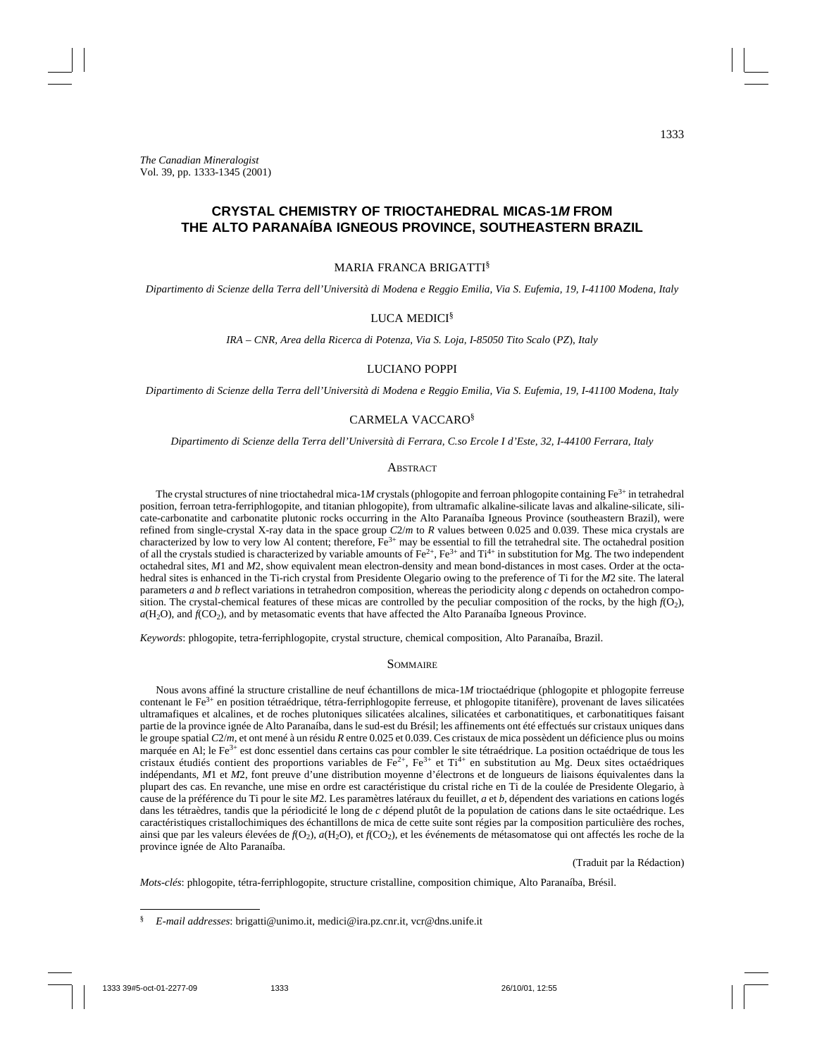*The Canadian Mineralogist*
Vol. 39, pp. 1333-1345 (2001)

# CRYSTAL CHEMISTRY OF TRIOCTAHEDRAL MICAS-1*M* FROM THE ALTO PARANAÍBA IGNEOUS PROVINCE, SOUTHEASTERN BRAZIL

MARIA FRANCA BRIGATTI[§]

*Dipartimento di Scienze della Terra dell'Università di Modena e Reggio Emilia, Via S. Eufemia, 19, I-41100 Modena, Italy*

LUCA MEDICI[§]

*IRA – CNR, Area della Ricerca di Potenza, Via S. Loja, I-85050 Tito Scalo (PZ), Italy*

LUCIANO POPPI

*Dipartimento di Scienze della Terra dell'Università di Modena e Reggio Emilia, Via S. Eufemia, 19, I-41100 Modena, Italy*

CARMELA VACCARO[§]

*Dipartimento di Scienze della Terra dell'Università di Ferrara, C.so Ercole I d'Este, 32, I-44100 Ferrara, Italy*

## Abstract

The crystal structures of nine trioctahedral mica-1*M* crystals (phlogopite and ferroan phlogopite containing $Fe^{3+}$ in tetrahedral position, ferroan tetra-ferriphlogopite, and titanian phlogopite), from ultramafic alkaline-silicate lavas and alkaline-silicate, silicate-carbonatite and carbonatite plutonic rocks occurring in the Alto Paranaíba Igneous Province (southeastern Brazil), were refined from single-crystal X-ray data in the space group *C*2/*m* to *R* values between 0.025 and 0.039. These mica crystals are characterized by low to very low Al content; therefore, $Fe^{3+}$ may be essential to fill the tetrahedral site. The octahedral position of all the crystals studied is characterized by variable amounts of $Fe^{2+}$, $Fe^{3+}$ and $Ti^{4+}$ in substitution for Mg. The two independent octahedral sites, *M*1 and *M*2, show equivalent mean electron-density and mean bond-distances in most cases. Order at the octahedral sites is enhanced in the Ti-rich crystal from Presidente Olegario owing to the preference of Ti for the *M*2 site. The lateral parameters *a* and *b* reflect variations in tetrahedron composition, whereas the periodicity along *c* depends on octahedron composition. The crystal-chemical features of these micas are controlled by the peculiar composition of the rocks, by the high $f(O_2)$, $a(H_2O)$, and $f(CO_2)$, and by metasomatic events that have affected the Alto Paranaíba Igneous Province.

*Keywords*: phlogopite, tetra-ferriphlogopite, crystal structure, chemical composition, Alto Paranaíba, Brazil.

## Sommaire

Nous avons affiné la structure cristalline de neuf échantillons de mica-1*M* trioctaédrique (phlogopite et phlogopite ferreuse contenant le $Fe^{3+}$ en position tétraédrique, tétra-ferriphlogopite ferreuse, et phlogopite titanifère), provenant de laves silicatées ultramafiques et alcalines, et de roches plutoniques silicatées alcalines, silicatées et carbonatitiques, et carbonatitiques faisant partie de la province ignée de Alto Paranaíba, dans le sud-est du Brésil; les affinements ont été effectués sur cristaux uniques dans le groupe spatial *C*2/*m*, et ont mené à un résidu *R* entre 0.025 et 0.039. Ces cristaux de mica possèdent un déficience plus ou moins marquée en Al; le $Fe^{3+}$ est donc essentiel dans certains cas pour combler le site tétraédrique. La position octaédrique de tous les cristaux étudiés contient des proportions variables de $Fe^{2+}$, $Fe^{3+}$ et $Ti^{4+}$ en substitution au Mg. Deux sites octaédriques indépendants, *M*1 et *M*2, font preuve d'une distribution moyenne d'électrons et de longueurs de liaisons équivalentes dans la plupart des cas. En revanche, une mise en ordre est caractéristique du cristal riche en Ti de la coulée de Presidente Olegario, à cause de la préférence du Ti pour le site *M*2. Les paramètres latéraux du feuillet, *a* et *b*, dépendent des variations en cations logés dans les tétraèdres, tandis que la périodicité le long de *c* dépend plutôt de la population de cations dans le site octaédrique. Les caractéristiques cristallochimiques des échantillons de mica de cette suite sont régies par la composition particulière des roches, ainsi que par les valeurs élevées de $f(O_2)$, $a(H_2O)$, et $f(CO_2)$, et les événements de métasomatose qui ont affectés les roche de la province ignée de Alto Paranaíba.

(Traduit par la Rédaction)

*Mots-clés*: phlogopite, tétra-ferriphlogopite, structure cristalline, composition chimique, Alto Paranaíba, Brésil.

---

§ *E-mail addresses*: brigatti@unimo.it, medici@ira.pz.cnr.it, vcr@dns.unife.it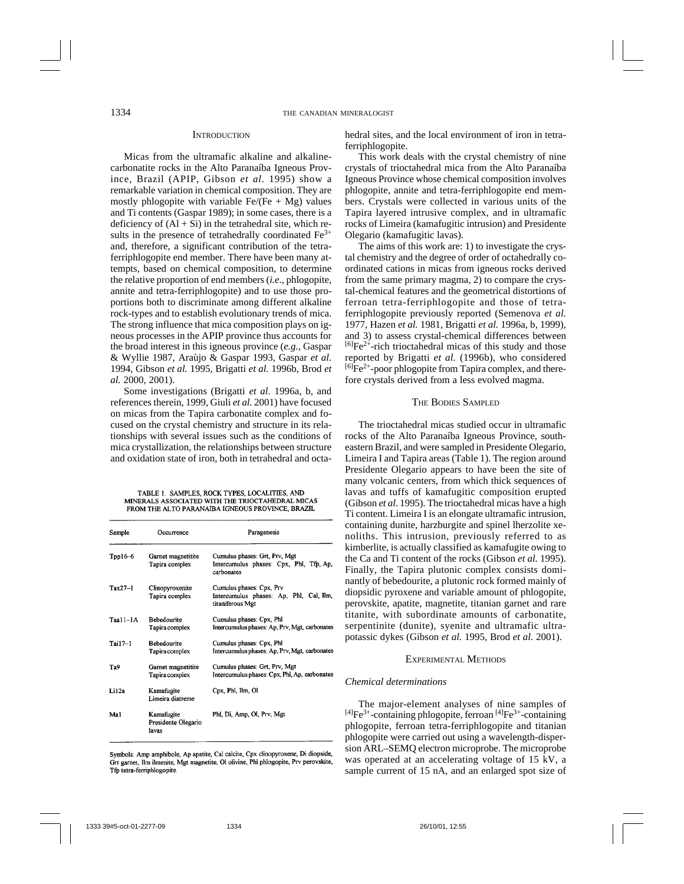## Introduction

Micas from the ultramafic alkaline and alkaline-carbonatite rocks in the Alto Paranaíba Igneous Province, Brazil (APIP, Gibson *et al.* 1995) show a remarkable variation in chemical composition. They are mostly phlogopite with variable Fe/(Fe + Mg) values and Ti contents (Gaspar 1989); in some cases, there is a deficiency of (Al + Si) in the tetrahedral site, which results in the presence of tetrahedrally coordinated $Fe^{3+}$ and, therefore, a significant contribution of the tetra-ferriphlogopite end member. There have been many attempts, based on chemical composition, to determine the relative proportion of end members (*i.e.*, phlogopite, annite and tetra-ferriphlogopite) and to use those proportions both to discriminate among different alkaline rock-types and to establish evolutionary trends of mica. The strong influence that mica composition plays on igneous processes in the APIP province thus accounts for the broad interest in this igneous province (*e.g.*, Gaspar & Wyllie 1987, Araùjo & Gaspar 1993, Gaspar *et al.* 1994, Gibson *et al.* 1995, Brigatti *et al.* 1996b, Brod *et al.* 2000, 2001).

Some investigations (Brigatti *et al.* 1996a, b, and references therein, 1999, Giuli *et al.* 2001) have focused on micas from the Tapira carbonatite complex and focused on the crystal chemistry and structure in its relationships with several issues such as the conditions of mica crystallization, the relationships between structure and oxidation state of iron, both in tetrahedral and octahedral sites, and the local environment of iron in tetra-ferriphlogopite.

This work deals with the crystal chemistry of nine crystals of trioctahedral mica from the Alto Paranaíba Igneous Province whose chemical composition involves phlogopite, annite and tetra-ferriphlogopite end members. Crystals were collected in various units of the Tapira layered intrusive complex, and in ultramafic rocks of Limeira (kamafugitic intrusion) and Presidente Olegario (kamafugitic lavas).

The aims of this work are: 1) to investigate the crystal chemistry and the degree of order of octahedrally coordinated cations in micas from igneous rocks derived from the same primary magma, 2) to compare the crystal-chemical features and the geometrical distortions of ferroan tetra-ferriphlogopite and those of tetra-ferriphlogopite previously reported (Semenova *et al.* 1977, Hazen *et al.* 1981, Brigatti *et al.* 1996a, b, 1999), and 3) to assess crystal-chemical differences between $^{[6]}Fe^{2+}$-rich trioctahedral micas of this study and those reported by Brigatti *et al.* (1996b), who considered $^{[6]}Fe^{2+}$-poor phlogopite from Tapira complex, and therefore crystals derived from a less evolved magma.

TABLE 1. SAMPLES, ROCK TYPES, LOCALITIES, AND MINERALS ASSOCIATED WITH THE TRIOCTAHEDRAL MICAS FROM THE ALTO PARANAÍBA IGNEOUS PROVINCE, BRAZIL

| Sample | Occurrence | Paragenesis |
|---|---|---|
| Tpp16–6 | Garnet magnetitite Tapira complex | Cumulus phases: Grt, Prv, Mgt Intercumulus phases: Cpx, Phl, Tfp, Ap, carbonates |
| Tax27–1 | Clinopyroxenite Tapira complex | Cumulus phases: Cpx, Prv Intercumulus phases: Ap, Phl, Cal, Ilm, titaniferous Mgt |
| Taa11–1A | Bebedourite Tapira complex | Cumulus phases: Cpx, Phl Intercumulus phases: Ap, Prv, Mgt, carbonates |
| Tai17–1 | Bebedourite Tapira complex | Cumulus phases: Cpx, Phl Intercumulus phases: Ap, Prv, Mgt, carbonates |
| Ta9 | Garnet magnetitite Tapira complex | Cumulus phases: Grt, Prv, Mgt Intercumulus phases: Cpx, Phl, Ap, carbonates |
| Li12a | Kamafugite Limeira diatreme | Cpx, Phl, Ilm, Ol |
| Ma1 | Kamafugite Presidente Olegario lavas | Phl, Di, Amp, Ol, Prv, Mgt |

Symbols: Amp amphibole, Ap apatite, Cal calcite, Cpx clinopyroxene, Di diopside, Grt garnet, Ilm ilmenite, Mgt magnetite, Ol olivine, Phl phlogopite, Prv perovskite, Tfp tetra-ferriphlogopite.

## The Bodies Sampled

The trioctahedral micas studied occur in ultramafic rocks of the Alto Paranaíba Igneous Province, south-eastern Brazil, and were sampled in Presidente Olegario, Limeira I and Tapira areas (Table 1). The region around Presidente Olegario appears to have been the site of many volcanic centers, from which thick sequences of lavas and tuffs of kamafugitic composition erupted (Gibson *et al.* 1995). The trioctahedral micas have a high Ti content. Limeira I is an elongate ultramafic intrusion, containing dunite, harzburgite and spinel lherzolite xenoliths. This intrusion, previously referred to as kimberlite, is actually classified as kamafugite owing to the Ca and Ti content of the rocks (Gibson *et al.* 1995). Finally, the Tapira plutonic complex consists dominantly of bebedourite, a plutonic rock formed mainly of diopsidic pyroxene and variable amount of phlogopite, perovskite, apatite, magnetite, titanian garnet and rare titanite, with subordinate amounts of carbonatite, serpentinite (dunite), syenite and ultramafic ultrapotassic dykes (Gibson *et al.* 1995, Brod *et al.* 2001).

## Experimental Methods

### *Chemical determinations*

The major-element analyses of nine samples of $^{[4]}Fe^{3+}$-containing phlogopite, ferroan $^{[4]}Fe^{3+}$-containing phlogopite, ferroan tetra-ferriphlogopite and titanian phlogopite were carried out using a wavelength-dispersion ARL–SEMQ electron microprobe. The microprobe was operated at an accelerating voltage of 15 kV, a sample current of 15 nA, and an enlarged spot size of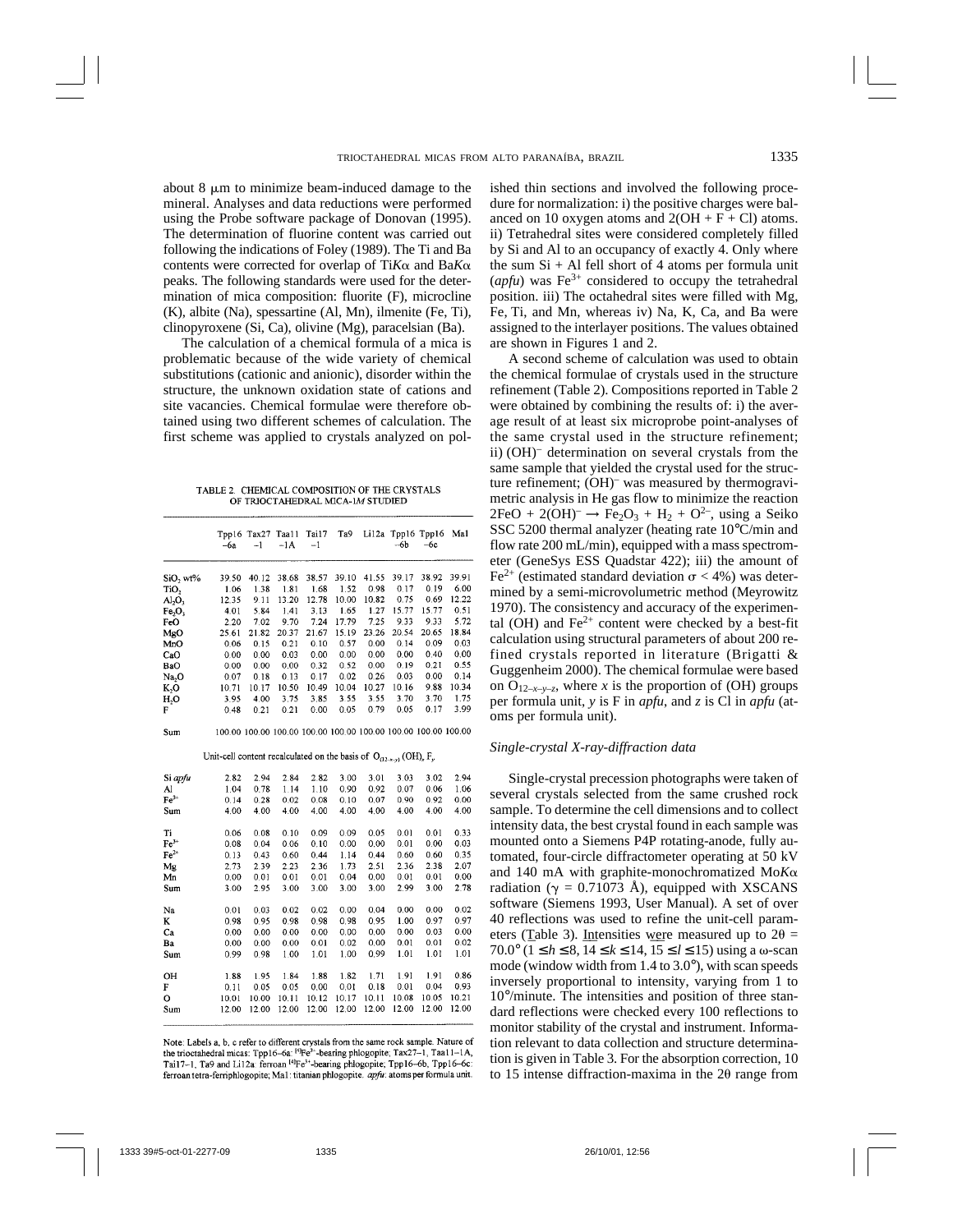about 8 μm to minimize beam-induced damage to the mineral. Analyses and data reductions were performed using the Probe software package of Donovan (1995). The determination of fluorine content was carried out following the indications of Foley (1989). The Ti and Ba contents were corrected for overlap of Ti*K*α and Ba*K*α peaks. The following standards were used for the determination of mica composition: fluorite (F), microcline (K), albite (Na), spessartine (Al, Mn), ilmenite (Fe, Ti), clinopyroxene (Si, Ca), olivine (Mg), paracelsian (Ba).

The calculation of a chemical formula of a mica is problematic because of the wide variety of chemical substitutions (cationic and anionic), disorder within the structure, the unknown oxidation state of cations and site vacancies. Chemical formulae were therefore obtained using two different schemes of calculation. The first scheme was applied to crystals analyzed on polished thin sections and involved the following procedure for normalization: i) the positive charges were balanced on 10 oxygen atoms and 2(OH + F + Cl) atoms. ii) Tetrahedral sites were considered completely filled by Si and Al to an occupancy of exactly 4. Only where the sum Si + Al fell short of 4 atoms per formula unit (*apfu*) was $Fe^{3+}$ considered to occupy the tetrahedral position. iii) The octahedral sites were filled with Mg, Fe, Ti, and Mn, whereas iv) Na, K, Ca, and Ba were assigned to the interlayer positions. The values obtained are shown in Figures 1 and 2.

A second scheme of calculation was used to obtain the chemical formulae of crystals used in the structure refinement (Table 2). Compositions reported in Table 2 were obtained by combining the results of: i) the average result of at least six microprobe point-analyses of the same crystal used in the structure refinement; ii) $(OH)^-$ determination on several crystals from the same sample that yielded the crystal used for the structure refinement; $(OH)^-$ was measured by thermogravimetric analysis in He gas flow to minimize the reaction $2FeO + 2(OH)^- \rightarrow Fe_2O_3 + H_2 + O^{2-}$, using a Seiko SSC 5200 thermal analyzer (heating rate 10°C/min and flow rate 200 mL/min), equipped with a mass spectrometer (GeneSys ESS Quadstar 422); iii) the amount of $Fe^{2+}$ (estimated standard deviation $\sigma < 4\%$) was determined by a semi-microvolumetric method (Meyrowitz 1970). The consistency and accuracy of the experimental (OH) and $Fe^{2+}$ content were checked by a best-fit calculation using structural parameters of about 200 refined crystals reported in literature (Brigatti & Guggenheim 2000). The chemical formulae were based on $O_{12-x-y-z}$, where *x* is the proportion of (OH) groups per formula unit, *y* is F in *apfu*, and *z* is Cl in *apfu* (atoms per formula unit).

TABLE 2. CHEMICAL COMPOSITION OF THE CRYSTALS OF TRIOCTAHEDRAL MICA-1*M* STUDIED

| | Tpp16 –6a | Tax27 –1 | Taa11 –1A | Tai17 –1 | Ta9 | Li12a | Tpp16 –6b | Tpp16 –6c | Ma1 |
|---|---|---|---|---|---|---|---|---|---|
| $SiO_2$ wt% | 39.50 | 40.12 | 38.68 | 38.57 | 39.10 | 41.55 | 39.17 | 38.92 | 39.91 |
| $TiO_2$ | 1.06 | 1.38 | 1.81 | 1.68 | 1.52 | 0.98 | 0.17 | 0.19 | 6.00 |
| $Al_2O_3$ | 12.35 | 9.11 | 13.20 | 12.78 | 10.00 | 10.82 | 0.75 | 0.69 | 12.22 |
| $Fe_2O_3$ | 4.01 | 5.84 | 1.41 | 3.13 | 1.65 | 1.27 | 15.77 | 15.77 | 0.51 |
| FeO | 2.20 | 7.02 | 9.70 | 7.24 | 17.79 | 7.25 | 9.33 | 9.33 | 5.72 |
| MgO | 25.61 | 21.82 | 20.37 | 21.67 | 15.19 | 23.26 | 20.54 | 20.65 | 18.84 |
| MnO | 0.06 | 0.15 | 0.21 | 0.10 | 0.57 | 0.00 | 0.14 | 0.09 | 0.03 |
| CaO | 0.00 | 0.00 | 0.03 | 0.00 | 0.00 | 0.00 | 0.00 | 0.40 | 0.00 |
| BaO | 0.00 | 0.00 | 0.00 | 0.32 | 0.52 | 0.00 | 0.19 | 0.21 | 0.55 |
| $Na_2O$ | 0.07 | 0.18 | 0.13 | 0.17 | 0.02 | 0.26 | 0.03 | 0.00 | 0.14 |
| $K_2O$ | 10.71 | 10.17 | 10.50 | 10.49 | 10.04 | 10.27 | 10.16 | 9.88 | 10.34 |
| $H_2O$ | 3.95 | 4.00 | 3.75 | 3.85 | 3.55 | 3.55 | 3.70 | 3.70 | 1.75 |
| F | 0.48 | 0.21 | 0.21 | 0.00 | 0.05 | 0.79 | 0.05 | 0.17 | 3.99 |
| Sum | 100.00 | 100.00 | 100.00 | 100.00 | 100.00 | 100.00 | 100.00 | 100.00 | 100.00 |
| Unit-cell content recalculated on the basis of $O_{(12-x-y)}$ (OH)$_x$ F$_y$ | | | | | | | | | |
| Si *apfu* | 2.82 | 2.94 | 2.84 | 2.82 | 3.00 | 3.01 | 3.03 | 3.02 | 2.94 |
| Al | 1.04 | 0.78 | 1.14 | 1.10 | 0.90 | 0.92 | 0.07 | 0.06 | 1.06 |
| $Fe^{3+}$ | 0.14 | 0.28 | 0.02 | 0.08 | 0.10 | 0.07 | 0.90 | 0.92 | 0.00 |
| Sum | 4.00 | 4.00 | 4.00 | 4.00 | 4.00 | 4.00 | 4.00 | 4.00 | 4.00 |
| Ti | 0.06 | 0.08 | 0.10 | 0.09 | 0.09 | 0.05 | 0.01 | 0.01 | 0.33 |
| $Fe^{3+}$ | 0.08 | 0.04 | 0.06 | 0.10 | 0.00 | 0.00 | 0.01 | 0.00 | 0.03 |
| $Fe^{2+}$ | 0.13 | 0.43 | 0.60 | 0.44 | 1.14 | 0.44 | 0.60 | 0.60 | 0.35 |
| Mg | 2.73 | 2.39 | 2.23 | 2.36 | 1.73 | 2.51 | 2.36 | 2.38 | 2.07 |
| Mn | 0.00 | 0.01 | 0.01 | 0.01 | 0.04 | 0.00 | 0.01 | 0.01 | 0.00 |
| Sum | 3.00 | 2.95 | 3.00 | 3.00 | 3.00 | 3.00 | 2.99 | 3.00 | 2.78 |
| Na | 0.01 | 0.03 | 0.02 | 0.02 | 0.00 | 0.04 | 0.00 | 0.00 | 0.02 |
| K | 0.98 | 0.95 | 0.98 | 0.98 | 0.98 | 0.95 | 1.00 | 0.97 | 0.97 |
| Ca | 0.00 | 0.00 | 0.00 | 0.00 | 0.00 | 0.00 | 0.00 | 0.03 | 0.00 |
| Ba | 0.00 | 0.00 | 0.00 | 0.01 | 0.02 | 0.00 | 0.01 | 0.01 | 0.02 |
| Sum | 0.99 | 0.98 | 1.00 | 1.01 | 1.00 | 0.99 | 1.01 | 1.01 | 1.01 |
| OH | 1.88 | 1.95 | 1.84 | 1.88 | 1.82 | 1.71 | 1.91 | 1.91 | 0.86 |
| F | 0.11 | 0.05 | 0.05 | 0.00 | 0.01 | 0.18 | 0.01 | 0.04 | 0.93 |
| O | 10.01 | 10.00 | 10.11 | 10.12 | 10.17 | 10.11 | 10.08 | 10.05 | 10.21 |
| Sum | 12.00 | 12.00 | 12.00 | 12.00 | 12.00 | 12.00 | 12.00 | 12.00 | 12.00 |

Note: Labels a, b, c refer to different crystals from the same rock sample. Nature of the trioctahedral micas: Tpp16–6a: [4]$Fe^{3+}$-bearing phlogopite; Tax27–1, Taa11–1A, Tai17–1, Ta9 and Li12a: ferroan [4]$Fe^{3+}$-bearing phlogopite; Tpp16–6b, Tpp16–6c: ferroan tetra-ferriphlogopite; Ma1: titanian phlogopite. *apfu*: atoms per formula unit.

### *Single-crystal X-ray-diffraction data*

Single-crystal precession photographs were taken of several crystals selected from the same crushed rock sample. To determine the cell dimensions and to collect intensity data, the best crystal found in each sample was mounted onto a Siemens P4P rotating-anode, fully automated, four-circle diffractometer operating at 50 kV and 140 mA with graphite-monochromatized Mo*K*α radiation ($\gamma$ = 0.71073 Å), equipped with XSCANS software (Siemens 1993, User Manual). A set of over 40 reflections was used to refine the unit-cell parameters (Table 3). Intensities were measured up to $2\theta$ = 70.0° ($1 \leq h \leq 8$, $14 \leq k \leq 14$, $15 \leq l \leq 15$) using a ω-scan mode (window width from 1.4 to 3.0°), with scan speeds inversely proportional to intensity, varying from 1 to 10°/minute. The intensities and position of three standard reflections were checked every 100 reflections to monitor stability of the crystal and instrument. Information relevant to data collection and structure determination is given in Table 3. For the absorption correction, 10 to 15 intense diffraction-maxima in the $2\theta$ range from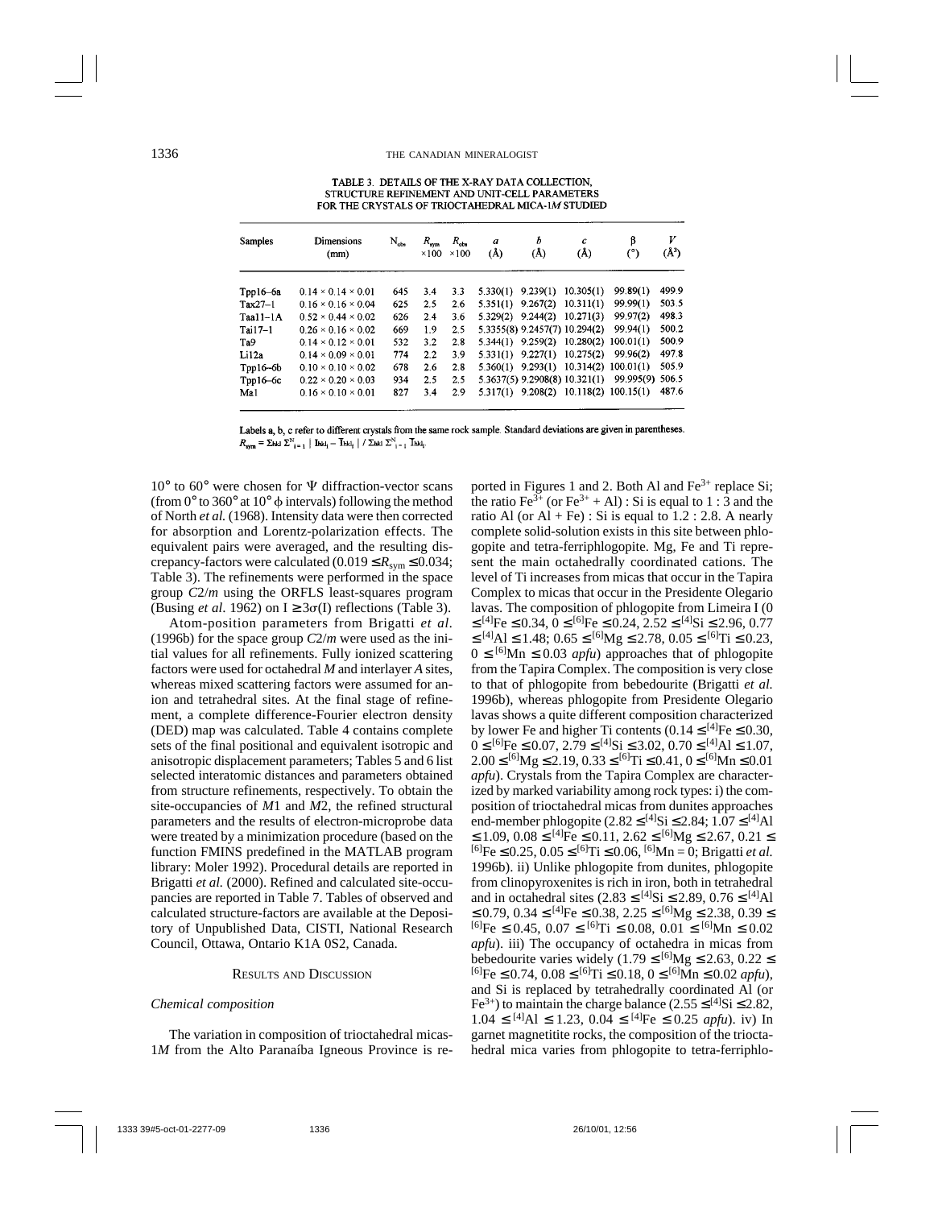TABLE 3. DETAILS OF THE X-RAY DATA COLLECTION, STRUCTURE REFINEMENT AND UNIT-CELL PARAMETERS FOR THE CRYSTALS OF TRIOCTAHEDRAL MICA-1*M* STUDIED

| Samples | Dimensions (mm) | $N_{obs}$ | $R_{sym}$ ×100 | $R_{obs}$ ×100 | *a* (Å) | *b* (Å) | *c* (Å) | β (°) | *V* (Å$^3$) |
|---|---|---|---|---|---|---|---|---|---|
| Tpp16–6a | 0.14 × 0.14 × 0.01 | 645 | 3.4 | 3.3 | 5.330(1) | 9.239(1) | 10.305(1) | 99.89(1) | 499.9 |
| Tax27–1 | 0.16 × 0.16 × 0.04 | 625 | 2.5 | 2.6 | 5.351(1) | 9.267(2) | 10.311(1) | 99.99(1) | 503.5 |
| Taa11–1A | 0.52 × 0.44 × 0.02 | 626 | 2.4 | 3.6 | 5.329(2) | 9.244(2) | 10.271(3) | 99.97(2) | 498.3 |
| Tai17–1 | 0.26 × 0.16 × 0.02 | 669 | 1.9 | 2.5 | 5.3355(8) | 9.2457(7) | 10.294(2) | 99.94(1) | 500.2 |
| Ta9 | 0.14 × 0.12 × 0.01 | 532 | 3.2 | 2.8 | 5.344(1) | 9.259(2) | 10.280(2) | 100.01(1) | 500.9 |
| Li12a | 0.14 × 0.09 × 0.01 | 774 | 2.2 | 3.9 | 5.331(1) | 9.227(1) | 10.275(2) | 99.96(2) | 497.8 |
| Tpp16–6b | 0.10 × 0.10 × 0.02 | 678 | 2.6 | 2.8 | 5.360(1) | 9.293(1) | 10.314(2) | 100.01(1) | 505.9 |
| Tpp16–6c | 0.22 × 0.20 × 0.03 | 934 | 2.5 | 2.5 | 5.3637(5) | 9.2908(8) | 10.321(1) | 99.995(9) | 506.5 |
| Ma1 | 0.16 × 0.10 × 0.01 | 827 | 3.4 | 2.9 | 5.317(1) | 9.208(2) | 10.118(2) | 100.15(1) | 487.6 |

Labels a, b, c refer to different crystals from the same rock sample. Standard deviations are given in parentheses.
$R_{sym} = \Sigma_{hkl}\,\Sigma^{N}_{i=1}\,|\,I_{hkl_i} - \bar{I}_{hkl_i}\,|\,/\,\Sigma_{hkl}\,\Sigma^{N}_{i=1}\,\bar{I}_{hkl_i}$.

10° to 60° were chosen for Ψ diffraction-vector scans (from 0° to 360° at 10° ϕ intervals) following the method of North *et al.* (1968). Intensity data were then corrected for absorption and Lorentz-polarization effects. The equivalent pairs were averaged, and the resulting discrepancy-factors were calculated ($0.019 \leq R_{sym} \leq 0.034$; Table 3). The refinements were performed in the space group *C*2/*m* using the ORFLS least-squares program (Busing *et al*. 1962) on $I \geq 3\sigma(I)$ reflections (Table 3).

Atom-position parameters from Brigatti *et al.* (1996b) for the space group *C*2/*m* were used as the initial values for all refinements. Fully ionized scattering factors were used for octahedral *M* and interlayer *A* sites, whereas mixed scattering factors were assumed for anion and tetrahedral sites. At the final stage of refinement, a complete difference-Fourier electron density (DED) map was calculated. Table 4 contains complete sets of the final positional and equivalent isotropic and anisotropic displacement parameters; Tables 5 and 6 list selected interatomic distances and parameters obtained from structure refinements, respectively. To obtain the site-occupancies of *M*1 and *M*2, the refined structural parameters and the results of electron-microprobe data were treated by a minimization procedure (based on the function FMINS predefined in the MATLAB program library: Moler 1992). Procedural details are reported in Brigatti *et al.* (2000). Refined and calculated site-occupancies are reported in Table 7. Tables of observed and calculated structure-factors are available at the Depository of Unpublished Data, CISTI, National Research Council, Ottawa, Ontario K1A 0S2, Canada.

## Results and Discussion

### *Chemical composition*

The variation in composition of trioctahedral micas-1*M* from the Alto Paranaíba Igneous Province is reported in Figures 1 and 2. Both Al and $Fe^{3+}$ replace Si; the ratio $Fe^{3+}$ (or $Fe^{3+}$ + Al) : Si is equal to 1 : 3 and the ratio Al (or Al + Fe) : Si is equal to 1.2 : 2.8. A nearly complete solid-solution exists in this site between phlogopite and tetra-ferriphlogopite. Mg, Fe and Ti represent the main octahedrally coordinated cations. The level of Ti increases from micas that occur in the Tapira Complex to micas that occur in the Presidente Olegario lavas. The composition of phlogopite from Limeira I ($0 \leq {}^{[4]}Fe \leq 0.34$, $0 \leq {}^{[6]}Fe \leq 0.24$, $2.52 \leq {}^{[4]}Si \leq 2.96$, $0.77 \leq {}^{[4]}Al \leq 1.48$; $0.65 \leq {}^{[6]}Mg \leq 2.78$, $0.05 \leq {}^{[6]}Ti \leq 0.23$, $0 \leq {}^{[6]}Mn \leq 0.03$ *apfu*) approaches that of phlogopite from the Tapira Complex. The composition is very close to that of phlogopite from bebedourite (Brigatti *et al.* 1996b), whereas phlogopite from Presidente Olegario lavas shows a quite different composition characterized by lower Fe and higher Ti contents ($0.14 \leq {}^{[4]}Fe \leq 0.30$, $0 \leq {}^{[6]}Fe \leq 0.07$, $2.79 \leq {}^{[4]}Si \leq 3.02$, $0.70 \leq {}^{[4]}Al \leq 1.07$, $2.00 \leq {}^{[6]}Mg \leq 2.19$, $0.33 \leq {}^{[6]}Ti \leq 0.41$, $0 \leq {}^{[6]}Mn \leq 0.01$ *apfu*). Crystals from the Tapira Complex are characterized by marked variability among rock types: i) the composition of trioctahedral micas from dunites approaches end-member phlogopite ($2.82 \leq {}^{[4]}Si \leq 2.84$; $1.07 \leq {}^{[4]}Al \leq 1.09$, $0.08 \leq {}^{[4]}Fe \leq 0.11$, $2.62 \leq {}^{[6]}Mg \leq 2.67$, $0.21 \leq {}^{[6]}Fe \leq 0.25$, $0.05 \leq {}^{[6]}Ti \leq 0.06$, ${}^{[6]}Mn = 0$; Brigatti *et al.* 1996b). ii) Unlike phlogopite from dunites, phlogopite from clinopyroxenites is rich in iron, both in tetrahedral and in octahedral sites ($2.83 \leq {}^{[4]}Si \leq 2.89$, $0.76 \leq {}^{[4]}Al \leq 0.79$, $0.34 \leq {}^{[4]}Fe \leq 0.38$, $2.25 \leq {}^{[6]}Mg \leq 2.38$, $0.39 \leq {}^{[6]}Fe \leq 0.45$, $0.07 \leq {}^{[6]}Ti \leq 0.08$, $0.01 \leq {}^{[6]}Mn \leq 0.02$ *apfu*). iii) The occupancy of octahedra in micas from bebedourite varies widely ($1.79 \leq {}^{[6]}Mg \leq 2.63$, $0.22 \leq {}^{[6]}Fe \leq 0.74$, $0.08 \leq {}^{[6]}Ti \leq 0.18$, $0 \leq {}^{[6]}Mn \leq 0.02$ *apfu*), and Si is replaced by tetrahedrally coordinated Al (or $Fe^{3+}$) to maintain the charge balance ($2.55 \leq {}^{[4]}Si \leq 2.82$, $1.04 \leq {}^{[4]}Al \leq 1.23$, $0.04 \leq {}^{[4]}Fe \leq 0.25$ *apfu*). iv) In garnet magnetitite rocks, the composition of the trioctahedral mica varies from phlogopite to tetra-ferriphlo-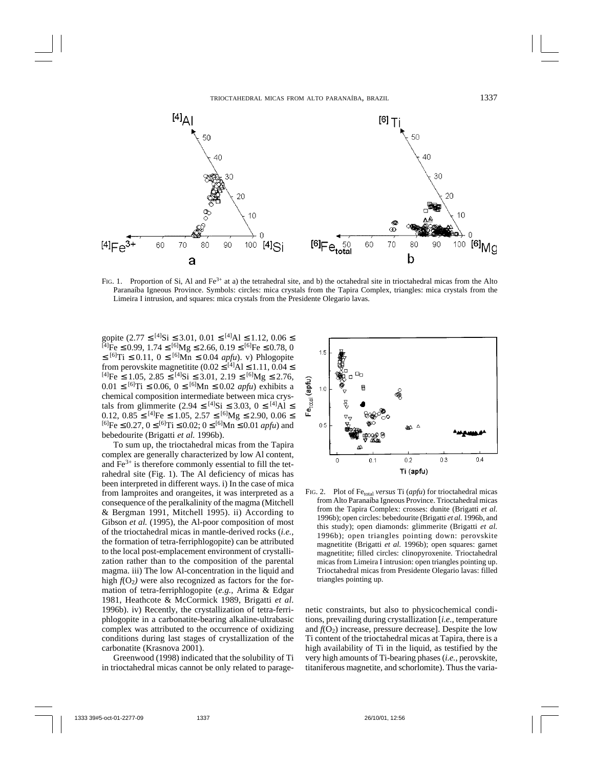FIG. 1. Proportion of Si, Al and $Fe^{3+}$ at a) the tetrahedral site, and b) the octahedral site in trioctahedral micas from the Alto Paranaíba Igneous Province. Symbols: circles: mica crystals from the Tapira Complex, triangles: mica crystals from the Limeira I intrusion, and squares: mica crystals from the Presidente Olegario lavas.

gopite ($2.77 \leq {}^{[4]}Si \leq 3.01$, $0.01 \leq {}^{[4]}Al \leq 1.12$, $0.06 \leq {}^{[4]}Fe \leq 0.99$, $1.74 \leq {}^{[6]}Mg \leq 2.66$, $0.19 \leq {}^{[6]}Fe \leq 0.78$, $0 \leq {}^{[6]}Ti \leq 0.11$, $0 \leq {}^{[6]}Mn \leq 0.04$ *apfu*). v) Phlogopite from perovskite magnetitite ($0.02 \leq {}^{[4]}Al \leq 1.11$, $0.04 \leq {}^{[4]}Fe \leq 1.05$, $2.85 \leq {}^{[4]}Si \leq 3.01$, $2.19 \leq {}^{[6]}Mg \leq 2.76$, $0.01 \leq {}^{[6]}Ti \leq 0.06$, $0 \leq {}^{[6]}Mn \leq 0.02$ *apfu*) exhibits a chemical composition intermediate between mica crystals from glimmerite ($2.94 \leq {}^{[4]}Si \leq 3.03$, $0 \leq {}^{[4]}Al \leq 0.12$, $0.85 \leq {}^{[4]}Fe \leq 1.05$, $2.57 \leq {}^{[6]}Mg \leq 2.90$, $0.06 \leq {}^{[6]}Fe \leq 0.27$, $0 \leq {}^{[6]}Ti \leq 0.02$; $0 \leq {}^{[6]}Mn \leq 0.01$ *apfu*) and bebedourite (Brigatti *et al.* 1996b).

To sum up, the trioctahedral micas from the Tapira complex are generally characterized by low Al content, and $Fe^{3+}$ is therefore commonly essential to fill the tetrahedral site (Fig. 1). The Al deficiency of micas has been interpreted in different ways. i) In the case of mica from lamproites and orangeites, it was interpreted as a consequence of the peralkalinity of the magma (Mitchell & Bergman 1991, Mitchell 1995). ii) According to Gibson *et al.* (1995), the Al-poor composition of most of the trioctahedral micas in mantle-derived rocks (*i.e.*, the formation of tetra-ferriphlogopite) can be attributed to the local post-emplacement environment of crystallization rather than to the composition of the parental magma. iii) The low Al-concentration in the liquid and high $f(O_2)$ were also recognized as factors for the formation of tetra-ferriphlogopite (*e.g.*, Arima & Edgar 1981, Heathcote & McCormick 1989, Brigatti *et al*. 1996b). iv) Recently, the crystallization of tetra-ferriphlogopite in a carbonatite-bearing alkaline-ultrabasic complex was attributed to the occurrence of oxidizing conditions during last stages of crystallization of the carbonatite (Krasnova 2001).

Greenwood (1998) indicated that the solubility of Ti in trioctahedral micas cannot be only related to paragenetic constraints, but also to physicochemical conditions, prevailing during crystallization [*i.e.*, temperature and $f(O_2)$ increase, pressure decrease]. Despite the low Ti content of the trioctahedral micas at Tapira, there is a high availability of Ti in the liquid, as testified by the very high amounts of Ti-bearing phases (*i.e.*, perovskite, titaniferous magnetite, and schorlomite). Thus the varia-

FIG. 2. Plot of $Fe_{total}$ *versus* Ti (*apfu*) for trioctahedral micas from Alto Paranaíba Igneous Province. Trioctahedral micas from the Tapira Complex: crosses: dunite (Brigatti *et al.* 1996b); open circles: bebedourite (Brigatti *et al.* 1996b, and this study); open diamonds: glimmerite (Brigatti *et al.* 1996b); open triangles pointing down: perovskite magnetitite (Brigatti *et al.* 1996b); open squares: garnet magnetitite; filled circles: clinopyroxenite. Trioctahedral micas from Limeira I intrusion: open triangles pointing up. Trioctahedral micas from Presidente Olegario lavas: filled triangles pointing up.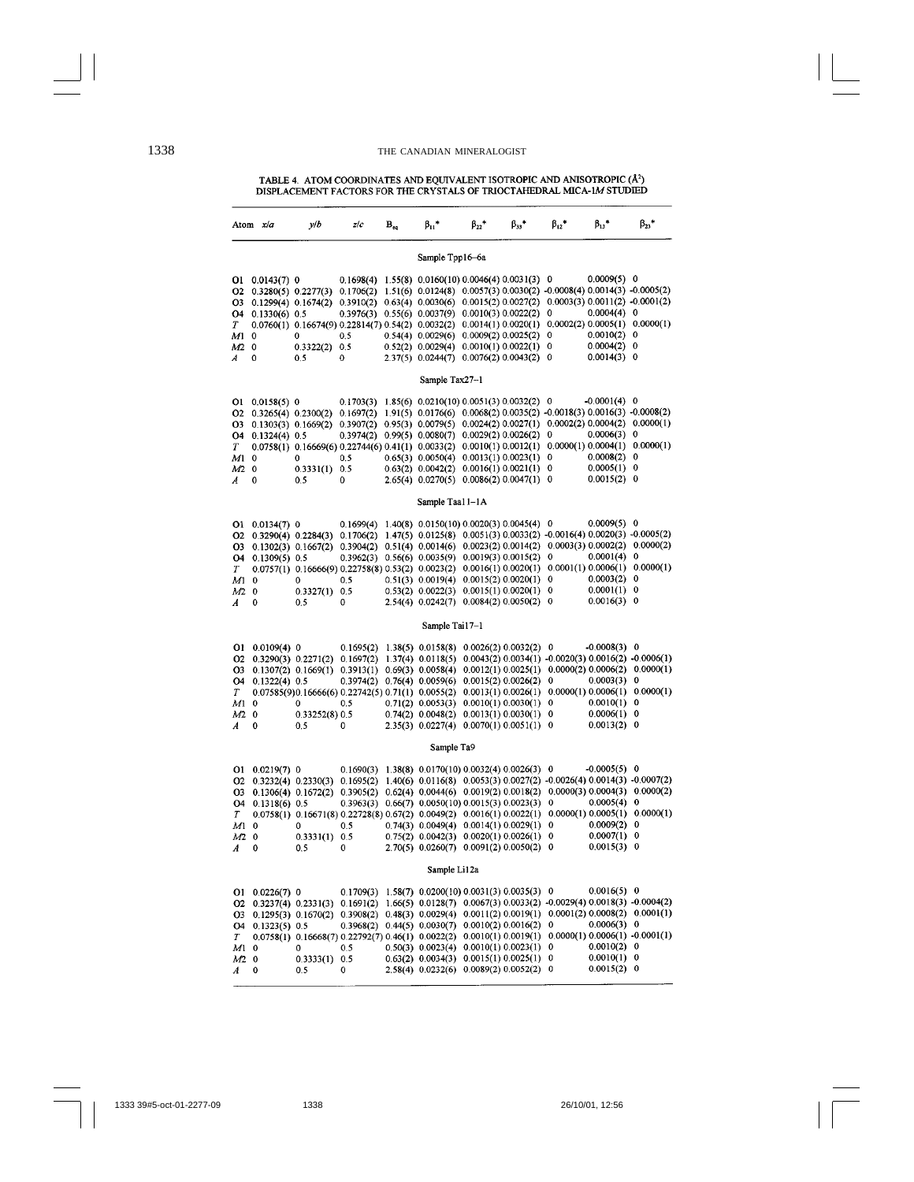TABLE 4. ATOM COORDINATES AND EQUIVALENT ISOTROPIC AND ANISOTROPIC (Å²) DISPLACEMENT FACTORS FOR THE CRYSTALS OF TRIOCTAHEDRAL MICA-1*M* STUDIED

| Atom | x/a | y/b | z/c | $B_{eq}$ | $\beta_{11}$* | $\beta_{22}$* | $\beta_{33}$* | $\beta_{12}$* | $\beta_{13}$* | $\beta_{23}$* |
|---|---|---|---|---|---|---|---|---|---|---|
| | | | | | Sample Tpp16–6a | | | | | |
| O1 | 0.0143(7) | 0 | 0.1698(4) | 1.55(8) | 0.0160(10) | 0.0046(4) | 0.0031(3) | 0 | 0.0009(5) | 0 |
| O2 | 0.3280(5) | 0.2277(3) | 0.1706(2) | 1.51(6) | 0.0124(8) | 0.0057(3) | 0.0030(2) | -0.0008(4) | 0.0014(3) | -0.0005(2) |
| O3 | 0.1299(4) | 0.1674(2) | 0.3910(2) | 0.63(4) | 0.0030(6) | 0.0015(2) | 0.0027(2) | 0.0003(3) | 0.0011(2) | -0.0001(2) |
| O4 | 0.1330(6) | 0.5 | 0.3976(3) | 0.55(6) | 0.0037(9) | 0.0010(3) | 0.0022(2) | 0 | 0.0004(4) | 0 |
| *T* | 0.0760(1) | 0.16674(9) | 0.22814(7) | 0.54(2) | 0.0032(2) | 0.0014(1) | 0.0020(1) | 0.0002(2) | 0.0005(1) | 0.0000(1) |
| *M*1 | 0 | 0 | 0.5 | 0.54(4) | 0.0029(6) | 0.0009(2) | 0.0025(2) | 0 | 0.0010(2) | 0 |
| *M*2 | 0 | 0.3322(2) | 0.5 | 0.52(2) | 0.0029(4) | 0.0010(1) | 0.0022(1) | 0 | 0.0004(2) | 0 |
| *A* | 0 | 0.5 | 0 | 2.37(5) | 0.0244(7) | 0.0076(2) | 0.0043(2) | 0 | 0.0014(3) | 0 |
| | | | | | Sample Tax27–1 | | | | | |
| O1 | 0.0158(5) | 0 | 0.1703(3) | 1.85(6) | 0.0210(10) | 0.0051(3) | 0.0032(2) | 0 | -0.0001(4) | 0 |
| O2 | 0.3265(4) | 0.2300(2) | 0.1697(2) | 1.91(5) | 0.0176(6) | 0.0068(2) | 0.0035(2) | -0.0018(3) | 0.0016(3) | -0.0008(2) |
| O3 | 0.1303(3) | 0.1669(2) | 0.3907(2) | 0.95(3) | 0.0079(5) | 0.0024(2) | 0.0027(1) | 0.0002(2) | 0.0004(2) | 0.0000(1) |
| O4 | 0.1324(4) | 0.5 | 0.3974(2) | 0.99(5) | 0.0080(7) | 0.0029(2) | 0.0026(2) | 0 | 0.0006(3) | 0 |
| *T* | 0.0758(1) | 0.16669(6) | 0.22744(6) | 0.41(1) | 0.0033(2) | 0.0010(1) | 0.0012(1) | 0.0000(1) | 0.0004(1) | 0.0000(1) |
| *M*1 | 0 | 0 | 0.5 | 0.65(3) | 0.0050(4) | 0.0013(1) | 0.0023(1) | 0 | 0.0008(2) | 0 |
| *M*2 | 0 | 0.3331(1) | 0.5 | 0.63(2) | 0.0042(2) | 0.0016(1) | 0.0021(1) | 0 | 0.0005(1) | 0 |
| *A* | 0 | 0.5 | 0 | 2.65(4) | 0.0270(5) | 0.0086(2) | 0.0047(1) | 0 | 0.0015(2) | 0 |
| | | | | | Sample Taa11–1A | | | | | |
| O1 | 0.0134(7) | 0 | 0.1699(4) | 1.40(8) | 0.0150(10) | 0.0020(3) | 0.0045(4) | 0 | 0.0009(5) | 0 |
| O2 | 0.3290(4) | 0.2284(3) | 0.1706(2) | 1.47(5) | 0.0125(8) | 0.0051(3) | 0.0033(2) | -0.0016(4) | 0.0020(3) | -0.0005(2) |
| O3 | 0.1302(3) | 0.1667(2) | 0.3904(2) | 0.51(4) | 0.0014(6) | 0.0023(2) | 0.0014(2) | 0.0003(3) | 0.0002(2) | 0.0000(2) |
| O4 | 0.1309(5) | 0.5 | 0.3962(3) | 0.56(6) | 0.0035(9) | 0.0019(3) | 0.0015(2) | 0 | 0.0001(4) | 0 |
| *T* | 0.0757(1) | 0.16666(9) | 0.22758(8) | 0.53(2) | 0.0023(2) | 0.0016(1) | 0.0020(1) | 0.0001(1) | 0.0006(1) | 0.0000(1) |
| *M*1 | 0 | 0 | 0.5 | 0.51(3) | 0.0019(4) | 0.0015(2) | 0.0020(1) | 0 | 0.0003(2) | 0 |
| *M*2 | 0 | 0.3327(1) | 0.5 | 0.53(2) | 0.0022(3) | 0.0015(1) | 0.0020(1) | 0 | 0.0001(1) | 0 |
| *A* | 0 | 0.5 | 0 | 2.54(4) | 0.0242(7) | 0.0084(2) | 0.0050(2) | 0 | 0.0016(3) | 0 |
| | | | | | Sample Tai17–1 | | | | | |
| O1 | 0.0109(4) | 0 | 0.1695(2) | 1.38(5) | 0.0158(8) | 0.0026(2) | 0.0032(2) | 0 | -0.0008(3) | 0 |
| O2 | 0.3290(3) | 0.2271(2) | 0.1697(2) | 1.37(4) | 0.0118(5) | 0.0043(2) | 0.0034(1) | -0.0020(3) | 0.0016(2) | -0.0006(1) |
| O3 | 0.1307(2) | 0.1669(1) | 0.3913(1) | 0.69(3) | 0.0058(4) | 0.0012(1) | 0.0025(1) | 0.0000(2) | 0.0006(2) | 0.0000(1) |
| O4 | 0.1322(4) | 0.5 | 0.3974(2) | 0.76(4) | 0.0059(6) | 0.0015(2) | 0.0026(2) | 0 | 0.0003(3) | 0 |
| *T* | 0.07585(9) | 0.16666(6) | 0.22742(5) | 0.71(1) | 0.0055(2) | 0.0013(1) | 0.0026(1) | 0.0000(1) | 0.0006(1) | 0.0000(1) |
| *M*1 | 0 | 0 | 0.5 | 0.71(2) | 0.0053(3) | 0.0010(1) | 0.0030(1) | 0 | 0.0010(1) | 0 |
| *M*2 | 0 | 0.33252(8) | 0.5 | 0.74(2) | 0.0048(2) | 0.0013(1) | 0.0030(1) | 0 | 0.0006(1) | 0 |
| *A* | 0 | 0.5 | 0 | 2.35(3) | 0.0227(4) | 0.0070(1) | 0.0051(1) | 0 | 0.0013(2) | 0 |
| | | | | | Sample Ta9 | | | | | |
| O1 | 0.0219(7) | 0 | 0.1690(3) | 1.38(8) | 0.0170(10) | 0.0032(4) | 0.0026(3) | 0 | -0.0005(5) | 0 |
| O2 | 0.3232(4) | 0.2330(3) | 0.1695(2) | 1.40(6) | 0.0116(8) | 0.0053(3) | 0.0027(2) | -0.0026(4) | 0.0014(3) | -0.0007(2) |
| O3 | 0.1306(4) | 0.1672(2) | 0.3905(2) | 0.62(4) | 0.0044(6) | 0.0019(2) | 0.0018(2) | 0.0000(3) | 0.0004(3) | 0.0000(2) |
| O4 | 0.1318(6) | 0.5 | 0.3963(3) | 0.66(7) | 0.0050(10) | 0.0015(3) | 0.0023(3) | 0 | 0.0005(4) | 0 |
| *T* | 0.0758(1) | 0.16671(8) | 0.22728(8) | 0.67(2) | 0.0049(2) | 0.0016(1) | 0.0022(1) | 0.0000(1) | 0.0005(1) | 0.0000(1) |
| *M*1 | 0 | 0 | 0.5 | 0.74(3) | 0.0049(4) | 0.0014(1) | 0.0029(1) | 0 | 0.0009(2) | 0 |
| *M*2 | 0 | 0.3331(1) | 0.5 | 0.75(2) | 0.0042(3) | 0.0020(1) | 0.0026(1) | 0 | 0.0007(1) | 0 |
| *A* | 0 | 0.5 | 0 | 2.70(5) | 0.0260(7) | 0.0091(2) | 0.0050(2) | 0 | 0.0015(3) | 0 |
| | | | | | Sample Li12a | | | | | |
| O1 | 0.0226(7) | 0 | 0.1709(3) | 1.58(7) | 0.0200(10) | 0.0031(3) | 0.0035(3) | 0 | 0.0016(5) | 0 |
| O2 | 0.3237(4) | 0.2331(3) | 0.1691(2) | 1.66(5) | 0.0128(7) | 0.0067(3) | 0.0033(2) | -0.0029(4) | 0.0018(3) | -0.0004(2) |
| O3 | 0.1295(3) | 0.1670(2) | 0.3908(2) | 0.48(3) | 0.0029(4) | 0.0011(2) | 0.0019(1) | 0.0001(2) | 0.0008(2) | 0.0001(1) |
| O4 | 0.1323(5) | 0.5 | 0.3968(2) | 0.44(5) | 0.0030(7) | 0.0010(2) | 0.0016(2) | 0 | 0.0006(3) | 0 |
| *T* | 0.0758(1) | 0.16668(7) | 0.22792(7) | 0.46(1) | 0.0022(2) | 0.0010(1) | 0.0019(1) | 0.0000(1) | 0.0006(1) | -0.0001(1) |
| *M*1 | 0 | 0 | 0.5 | 0.50(3) | 0.0023(4) | 0.0010(1) | 0.0023(1) | 0 | 0.0010(2) | 0 |
| *M*2 | 0 | 0.3333(1) | 0.5 | 0.63(2) | 0.0034(3) | 0.0015(1) | 0.0025(1) | 0 | 0.0010(1) | 0 |
| *A* | 0 | 0.5 | 0 | 2.58(4) | 0.0232(6) | 0.0089(2) | 0.0052(2) | 0 | 0.0015(2) | 0 |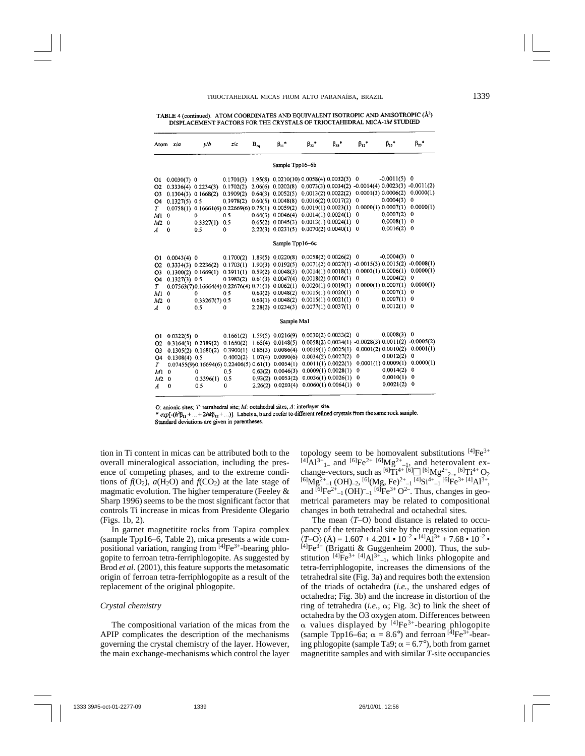TABLE 4 (continued). ATOM COORDINATES AND EQUIVALENT ISOTROPIC AND ANISOTROPIC (Å$^2$) DISPLACEMENT FACTORS FOR THE CRYSTALS OF TRIOCTAHEDRAL MICA-1*M* STUDIED

| Atom | *x/a* | *y/b* | *z/c* | $B_{eq}$ | $\beta_{11}$* | $\beta_{22}$* | $\beta_{33}$* | $\beta_{12}$* | $\beta_{13}$* | $\beta_{23}$* |
|---|---|---|---|---|---|---|---|---|---|---|
| | | | | | Sample Tpp16–6b | | | | | |
| O1 | 0.0030(7) | 0 | 0.1701(3) | 1.95(8) | 0.0210(10) | 0.0058(4) | 0.0032(3) | 0 | -0.0011(5) | 0 |
| O2 | 0.3336(4) | 0.2234(3) | 0.1702(2) | 2.06(6) | 0.0202(8) | 0.0073(3) | 0.0034(2) | -0.0014(4) | 0.0023(3) | -0.0011(2) |
| O3 | 0.1304(3) | 0.1668(2) | 0.3909(2) | 0.64(3) | 0.0052(5) | 0.0013(2) | 0.0022(2) | 0.0001(3) | 0.0006(2) | 0.0000(1) |
| O4 | 0.1327(5) | 0.5 | 0.3978(2) | 0.60(5) | 0.0048(8) | 0.0016(2) | 0.0017(2) | 0 | 0.0004(3) | 0 |
| *T* | 0.0758(1) | 0.16661(6) | 0.22669(6) | 0.75(1) | 0.0059(2) | 0.0019(1) | 0.0023(1) | 0.0000(1) | 0.0007(1) | 0.0000(1) |
| *M*1 | 0 | 0 | 0.5 | 0.66(3) | 0.0046(4) | 0.0014(1) | 0.0024(1) | 0 | 0.0007(2) | 0 |
| *M*2 | 0 | 0.3327(1) | 0.5 | 0.65(2) | 0.0045(3) | 0.0013(1) | 0.0024(1) | 0 | 0.0008(1) | 0 |
| *A* | 0 | 0.5 | 0 | 2.22(3) | 0.0231(5) | 0.0070(2) | 0.0040(1) | 0 | 0.0016(2) | 0 |
| | | | | | Sample Tpp16–6c | | | | | |
| O1 | 0.0043(4) | 0 | 0.1700(2) | 1.89(5) | 0.0220(8) | 0.0058(2) | 0.0026(2) | 0 | -0.0004(3) | 0 |
| O2 | 0.3334(3) | 0.2236(2) | 0.1703(1) | 1.90(3) | 0.0192(5) | 0.0071(2) | 0.0027(1) | -0.0015(3) | 0.0015(2) | -0.0008(1) |
| O3 | 0.1300(2) | 0.1669(1) | 0.3911(1) | 0.59(2) | 0.0048(3) | 0.0014(1) | 0.0018(1) | 0.0003(1) | 0.0006(1) | 0.0000(1) |
| O4 | 0.1327(3) | 0.5 | 0.3983(2) | 0.61(3) | 0.0047(4) | 0.0018(2) | 0.0016(1) | 0 | 0.0004(2) | 0 |
| *T* | 0.07563(7) | 0.16664(4) | 0.22676(4) | 0.71(1) | 0.0062(1) | 0.0020(1) | 0.0019(1) | 0.0000(1) | 0.0007(1) | 0.0000(1) |
| *M*1 | 0 | 0 | 0.5 | 0.63(2) | 0.0048(2) | 0.0015(1) | 0.0020(1) | 0 | 0.0007(1) | 0 |
| *M*2 | 0 | 0.33267(7) | 0.5 | 0.63(1) | 0.0048(2) | 0.0015(1) | 0.0021(1) | 0 | 0.0007(1) | 0 |
| *A* | 0 | 0.5 | 0 | 2.28(2) | 0.0234(3) | 0.0077(1) | 0.0037(1) | 0 | 0.0012(1) | 0 |
| | | | | | Sample Ma1 | | | | | |
| O1 | 0.0322(5) | 0 | 0.1661(2) | 1.59(5) | 0.0216(9) | 0.0030(2) | 0.0033(2) | 0 | 0.0008(3) | 0 |
| O2 | 0.3164(3) | 0.2389(2) | 0.1650(2) | 1.65(4) | 0.0148(5) | 0.0058(2) | 0.0034(1) | -0.0028(3) | 0.0011(2) | -0.0005(2) |
| O3 | 0.1305(2) | 0.1680(2) | 0.3900(1) | 0.85(3) | 0.0086(4) | 0.0019(1) | 0.0025(1) | 0.0001(2) | 0.0010(2) | 0.0001(1) |
| O4 | 0.1308(4) | 0.5 | 0.4002(2) | 1.07(4) | 0.0090(6) | 0.0034(2) | 0.0027(2) | 0 | 0.0012(2) | 0 |
| *T* | 0.07455(9) | 0.16694(6) | 0.22406(5) | 0.61(1) | 0.0054(1) | 0.0011(1) | 0.0022(1) | 0.0001(1) | 0.0009(1) | 0.0000(1) |
| *M*1 | 0 | 0 | 0.5 | 0.63(2) | 0.0046(3) | 0.0009(1) | 0.0028(1) | 0 | 0.0014(2) | 0 |
| *M*2 | 0 | 0.3396(1) | 0.5 | 0.93(2) | 0.0053(2) | 0.0036(1) | 0.0026(1) | 0 | 0.0010(1) | 0 |
| *A* | 0 | 0.5 | 0 | 2.26(2) | 0.0203(4) | 0.0060(1) | 0.0064(1) | 0 | 0.0021(2) | 0 |

O: anionic sites; *T*: tetrahedral site; *M*: octahedral sites; *A*: interlayer site.
* $exp[-(h^2\beta_{11} + ... + 2hk\beta_{12} + ...)]$. Labels a, b and c refer to different refined crystals from the same rock sample.
Standard deviations are given in parentheses.

tion in Ti content in micas can be attributed both to the overall mineralogical association, including the presence of competing phases, and to the extreme conditions of $f(O_2)$, $a(H_2O)$ and $f(CO_2)$ at the late stage of magmatic evolution. The higher temperature (Feeley & Sharp 1996) seems to be the most significant factor that controls Ti increase in micas from Presidente Olegario (Figs. 1b, 2).

In garnet magnetitite rocks from Tapira complex (sample Tpp16–6, Table 2), mica presents a wide compositional variation, ranging from $^{[4]}Fe^{3+}$-bearing phlogopite to ferroan tetra-ferriphlogopite. As suggested by Brod *et al.* (2001), this feature supports the metasomatic origin of ferroan tetra-ferriphlogopite as a result of the replacement of the original phlogopite.

### *Crystal chemistry*

The compositional variation of the micas from the APIP complicates the description of the mechanisms governing the crystal chemistry of the layer. However, the main exchange-mechanisms which control the layer topology seem to be homovalent substitutions $^{[4]}Fe^{3+}\,{}^{[4]}Al^{3+}{}_{-1}$ and $^{[6]}Fe^{2+}\,{}^{[6]}Mg^{2+}{}_{-1}$, and heterovalent exchange-vectors, such as $^{[6]}Ti^{4+}\,{}^{[6]}\square\,{}^{[6]}Mg^{2+}{}_{-2}$, $^{[6]}Ti^{4+}\,O_2\,{}^{[6]}Mg^{2+}{}_{-1}\,(OH)_{-2}$, $^{[6]}(Mg, Fe)^{2+}{}_{-1}\,{}^{[4]}Si^{4+}{}_{-1}\,{}^{[6]}Fe^{3+}\,{}^{[4]}Al^{3+}$, and $^{[6]}Fe^{2+}{}_{-1}\,(OH)^{-}{}_{-1}\,{}^{[6]}Fe^{3+}\,O^{2-}$. Thus, changes in geometrical parameters may be related to compositional changes in both tetrahedral and octahedral sites.

The mean $\langle T–O\rangle$ bond distance is related to occupancy of the tetrahedral site by the regression equation $\langle T–O\rangle$ (Å) = 1.607 + 4.201 • $10^{-2}$ • $^{[4]}Al^{3+}$ + 7.68 • $10^{-2}$ • $^{[4]}Fe^{3+}$ (Brigatti & Guggenheim 2000). Thus, the substitution $^{[4]}Fe^{3+}\,{}^{[4]}Al^{3+}{}_{-1}$, which links phlogopite and tetra-ferriphlogopite, increases the dimensions of the tetrahedral site (Fig. 3a) and requires both the extension of the triads of octahedra (*i.e.*, the unshared edges of octahedra; Fig. 3b) and the increase in distortion of the ring of tetrahedra (*i.e.*, $\alpha$; Fig. 3c) to link the sheet of octahedra by the O3 oxygen atom. Differences between $\alpha$ values displayed by $^{[4]}Fe^{3+}$-bearing phlogopite (sample Tpp16–6a; $\alpha$ = 8.6°) and ferroan $^{[4]}Fe^{3+}$-bearing phlogopite (sample Ta9; $\alpha$ = 6.7°), both from garnet magnetitite samples and with similar *T*-site occupancies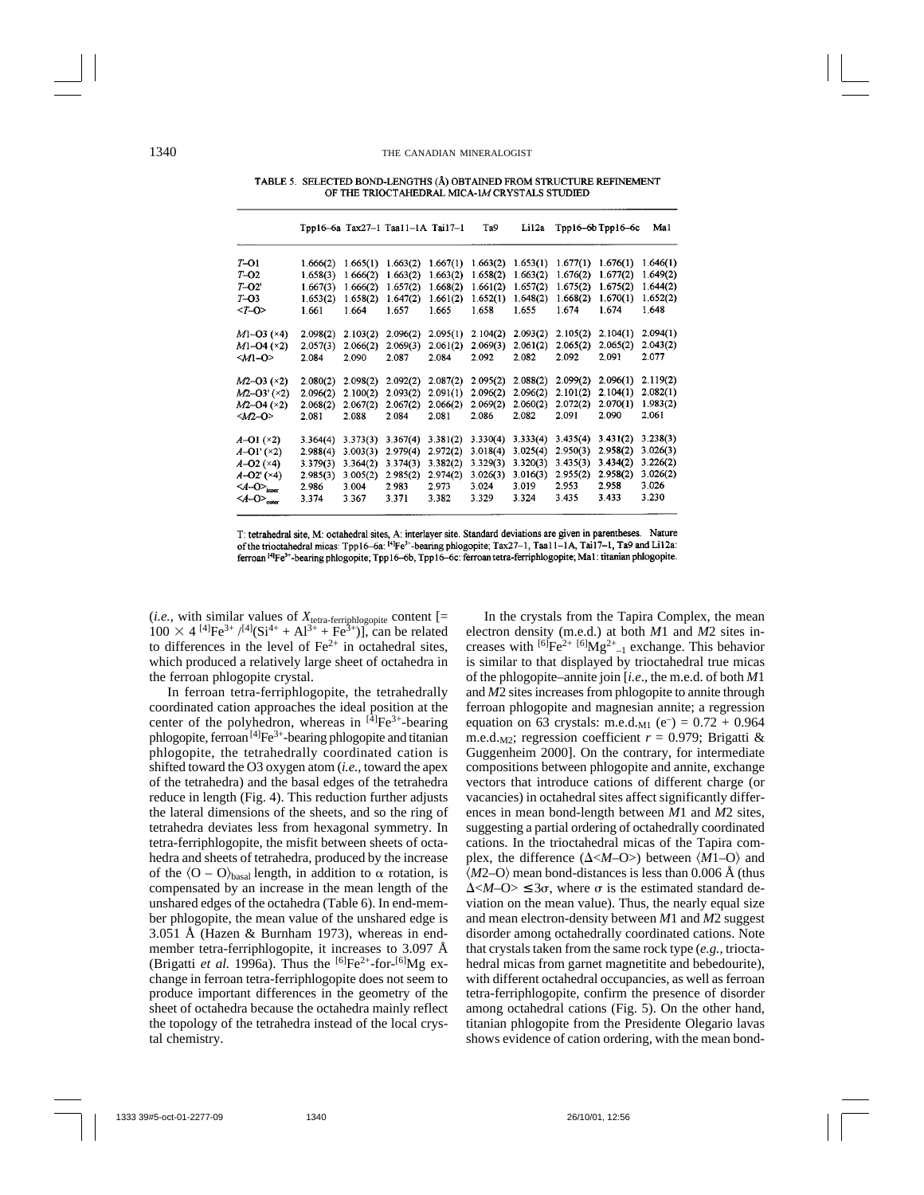TABLE 5. SELECTED BOND-LENGTHS (Å) OBTAINED FROM STRUCTURE REFINEMENT OF THE TRIOCTAHEDRAL MICA-1*M* CRYSTALS STUDIED

| | Tpp16–6a | Tax27–1 | Taa11–1A | Tai17–1 | Ta9 | Li12a | Tpp16–6b | Tpp16–6c | Ma1 |
|---|---|---|---|---|---|---|---|---|---|
| *T*–O1 | 1.666(2) | 1.665(1) | 1.663(2) | 1.667(1) | 1.663(2) | 1.653(1) | 1.677(1) | 1.676(1) | 1.646(1) |
| *T*–O2 | 1.658(3) | 1.666(2) | 1.663(2) | 1.663(2) | 1.658(2) | 1.663(2) | 1.676(2) | 1.677(2) | 1.649(2) |
| *T*–O2' | 1.667(3) | 1.666(2) | 1.657(2) | 1.668(2) | 1.661(2) | 1.657(2) | 1.675(2) | 1.675(2) | 1.644(2) |
| *T*–O3 | 1.653(2) | 1.658(2) | 1.647(2) | 1.661(2) | 1.652(1) | 1.648(2) | 1.668(2) | 1.670(1) | 1.652(2) |
| <*T*–O> | 1.661 | 1.664 | 1.657 | 1.665 | 1.658 | 1.655 | 1.674 | 1.674 | 1.648 |
| *M*1–O3 (×4) | 2.098(2) | 2.103(2) | 2.096(2) | 2.095(1) | 2.104(2) | 2.093(2) | 2.105(2) | 2.104(1) | 2.094(1) |
| *M*1–O4 (×2) | 2.057(3) | 2.066(2) | 2.069(3) | 2.061(2) | 2.069(3) | 2.061(2) | 2.065(2) | 2.065(2) | 2.043(2) |
| <*M*1–O> | 2.084 | 2.090 | 2.087 | 2.084 | 2.092 | 2.082 | 2.092 | 2.091 | 2.077 |
| *M*2–O3 (×2) | 2.080(2) | 2.098(2) | 2.092(2) | 2.087(2) | 2.095(2) | 2.088(2) | 2.099(2) | 2.096(1) | 2.119(2) |
| *M*2–O3' (×2) | 2.096(2) | 2.100(2) | 2.093(2) | 2.091(1) | 2.096(2) | 2.096(2) | 2.101(2) | 2.104(1) | 2.082(1) |
| *M*2–O4 (×2) | 2.068(2) | 2.067(2) | 2.067(2) | 2.066(2) | 2.069(2) | 2.060(2) | 2.072(2) | 2.070(1) | 1.983(2) |
| <*M*2–O> | 2.081 | 2.088 | 2.084 | 2.081 | 2.086 | 2.082 | 2.091 | 2.090 | 2.061 |
| *A*–O1 (×2) | 3.364(4) | 3.373(3) | 3.367(4) | 3.381(2) | 3.330(4) | 3.333(4) | 3.435(4) | 3.431(2) | 3.238(3) |
| *A*–O1' (×2) | 2.988(4) | 3.003(3) | 2.979(4) | 2.972(2) | 3.018(4) | 3.025(4) | 2.950(3) | 2.958(2) | 3.026(3) |
| *A*–O2 (×4) | 3.379(3) | 3.364(2) | 3.374(3) | 3.382(2) | 3.329(3) | 3.320(3) | 3.435(3) | 3.434(2) | 3.226(2) |
| *A*–O2' (×4) | 2.985(3) | 3.005(2) | 2.985(2) | 2.974(2) | 3.026(3) | 3.016(3) | 2.955(2) | 2.958(2) | 3.026(2) |
| $<A\text{–}O>_{inner}$ | 2.986 | 3.004 | 2.983 | 2.973 | 3.024 | 3.019 | 2.953 | 2.958 | 3.026 |
| $<A\text{–}O>_{outer}$ | 3.374 | 3.367 | 3.371 | 3.382 | 3.329 | 3.324 | 3.435 | 3.433 | 3.230 |

T: tetrahedral site, M: octahedral sites, A: interlayer site. Standard deviations are given in parentheses. Nature of the trioctahedral micas: Tpp16–6a: $^{[4]}Fe^{3+}$-bearing phlogopite; Tax27–1, Taa11–1A, Tai17–1, Ta9 and Li12a: ferroan $^{[4]}Fe^{3+}$-bearing phlogopite; Tpp16–6b, Tpp16–6c: ferroan tetra-ferriphlogopite; Ma1: titanian phlogopite.

(*i.e.*, with similar values of $X_{\text{tetra-ferriphlogopite}}$ content [= $100 \times 4\ ^{[4]}Fe^{3+}/^{[4]}(Si^{4+} + Al^{3+} + Fe^{3+})$], can be related to differences in the level of $Fe^{2+}$ in octahedral sites, which produced a relatively large sheet of octahedra in the ferroan phlogopite crystal.

In ferroan tetra-ferriphlogopite, the tetrahedrally coordinated cation approaches the ideal position at the center of the polyhedron, whereas in $^{[4]}Fe^{3+}$-bearing phlogopite, ferroan $^{[4]}Fe^{3+}$-bearing phlogopite and titanian phlogopite, the tetrahedrally coordinated cation is shifted toward the O3 oxygen atom (*i.e.*, toward the apex of the tetrahedra) and the basal edges of the tetrahedra reduce in length (Fig. 4). This reduction further adjusts the lateral dimensions of the sheets, and so the ring of tetrahedra deviates less from hexagonal symmetry. In tetra-ferriphlogopite, the misfit between sheets of octahedra and sheets of tetrahedra, produced by the increase of the $\langle O - O \rangle_{basal}$ length, in addition to $\alpha$ rotation, is compensated by an increase in the mean length of the unshared edges of the octahedra (Table 6). In end-member phlogopite, the mean value of the unshared edge is 3.051 Å (Hazen & Burnham 1973), whereas in end-member tetra-ferriphlogopite, it increases to 3.097 Å (Brigatti *et al.* 1996a). Thus the $^{[6]}Fe^{2+}$-for-$^{[6]}Mg$ exchange in ferroan tetra-ferriphlogopite does not seem to produce important differences in the geometry of the sheet of octahedra because the octahedra mainly reflect the topology of the tetrahedra instead of the local crystal chemistry.

In the crystals from the Tapira Complex, the mean electron density (m.e.d.) at both *M*1 and *M*2 sites increases with $^{[6]}Fe^{2+}\ ^{[6]}Mg^{2+}_{-1}$ exchange. This behavior is similar to that displayed by trioctahedral true micas of the phlogopite–annite join [*i.e.*, the m.e.d. of both *M*1 and *M*2 sites increases from phlogopite to annite through ferroan phlogopite and magnesian annite; a regression equation on 63 crystals: $\text{m.e.d.}_{M1}\ (e^-) = 0.72 + 0.964\ \text{m.e.d.}_{M2}$; regression coefficient $r = 0.979$; Brigatti & Guggenheim 2000]. On the contrary, for intermediate compositions between phlogopite and annite, exchange vectors that introduce cations of different charge (or vacancies) in octahedral sites affect significantly differences in mean bond-length between *M*1 and *M*2 sites, suggesting a partial ordering of octahedrally coordinated cations. In the trioctahedral micas of the Tapira complex, the difference ($\Delta<M\text{–}O>$) between $\langle M1\text{–}O \rangle$ and $\langle M2\text{–}O \rangle$ mean bond-distances is less than 0.006 Å (thus $\Delta<M\text{–}O> \leq 3\sigma$, where $\sigma$ is the estimated standard deviation on the mean value). Thus, the nearly equal size and mean electron-density between *M*1 and *M*2 suggest disorder among octahedrally coordinated cations. Note that crystals taken from the same rock type (*e.g.*, trioctahedral micas from garnet magnetitite and bebedourite), with different octahedral occupancies, as well as ferroan tetra-ferriphlogopite, confirm the presence of disorder among octahedral cations (Fig. 5). On the other hand, titanian phlogopite from the Presidente Olegario lavas shows evidence of cation ordering, with the mean bond-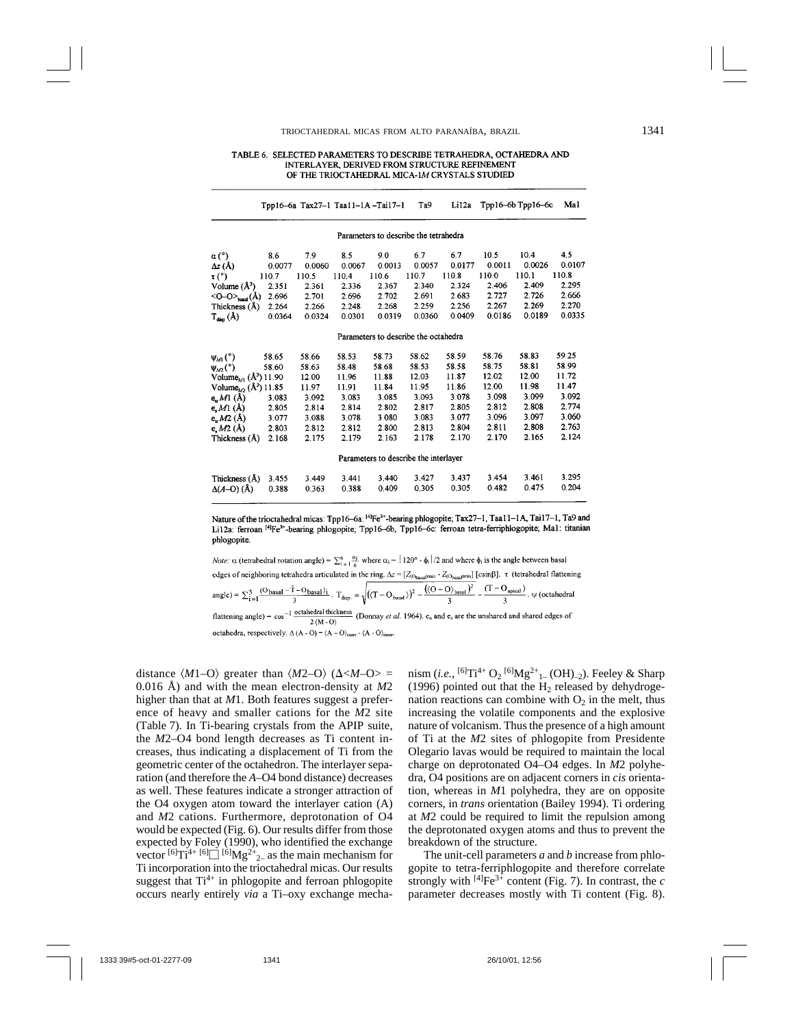TABLE 6. SELECTED PARAMETERS TO DESCRIBE TETRAHEDRA, OCTAHEDRA AND INTERLAYER, DERIVED FROM STRUCTURE REFINEMENT OF THE TRIOCTAHEDRAL MICA-1*M* CRYSTALS STUDIED

| | Tpp16–6a | Tax27–1 | Taa11–1A | Tai17–1 | Ta9 | Li12a | Tpp16–6b | Tpp16–6c | Ma1 |
|---|---|---|---|---|---|---|---|---|---|
| **Parameters to describe the tetrahedra** | | | | | | | | | |
| α (°) | 8.6 | 7.9 | 8.5 | 9.0 | 6.7 | 6.7 | 10.5 | 10.4 | 4.5 |
| Δz (Å) | 0.0077 | 0.0060 | 0.0067 | 0.0013 | 0.0057 | 0.0177 | 0.0011 | 0.0026 | 0.0107 |
| τ (°) | 110.7 | 110.5 | 110.4 | 110.6 | 110.7 | 110.8 | 110.0 | 110.1 | 110.8 |
| Volume (Å³) | 2.351 | 2.361 | 2.336 | 2.367 | 2.340 | 2.324 | 2.406 | 2.409 | 2.295 |
| $\langle O–O \rangle_{basal}$ (Å) | 2.696 | 2.701 | 2.696 | 2.702 | 2.691 | 2.683 | 2.727 | 2.726 | 2.666 |
| Thickness (Å) | 2.264 | 2.266 | 2.248 | 2.268 | 2.259 | 2.256 | 2.267 | 2.269 | 2.270 |
| $T_{disp}$ (Å) | 0.0364 | 0.0324 | 0.0301 | 0.0319 | 0.0360 | 0.0409 | 0.0186 | 0.0189 | 0.0335 |
| **Parameters to describe the octahedra** | | | | | | | | | |
| $\psi_{M1}$ (°) | 58.65 | 58.66 | 58.53 | 58.73 | 58.62 | 58.59 | 58.76 | 58.83 | 59.25 |
| $\psi_{M2}$ (°) | 58.60 | 58.63 | 58.48 | 58.68 | 58.53 | 58.58 | 58.75 | 58.81 | 58.99 |
| $Volume_{M1}$ (Å³) | 11.90 | 12.00 | 11.96 | 11.88 | 12.03 | 11.87 | 12.02 | 12.00 | 11.72 |
| $Volume_{M2}$ (Å³) | 11.85 | 11.97 | 11.91 | 11.84 | 11.95 | 11.86 | 12.00 | 11.98 | 11.47 |
| $e_u$ *M*1 (Å) | 3.083 | 3.092 | 3.083 | 3.085 | 3.093 | 3.078 | 3.098 | 3.099 | 3.092 |
| $e_s$ *M*1 (Å) | 2.805 | 2.814 | 2.814 | 2.802 | 2.817 | 2.805 | 2.812 | 2.808 | 2.774 |
| $e_u$ *M*2 (Å) | 3.077 | 3.088 | 3.078 | 3.080 | 3.083 | 3.077 | 3.096 | 3.097 | 3.060 |
| $e_s$ *M*2 (Å) | 2.803 | 2.812 | 2.812 | 2.800 | 2.813 | 2.804 | 2.811 | 2.808 | 2.763 |
| Thickness (Å) | 2.168 | 2.175 | 2.179 | 2.163 | 2.178 | 2.170 | 2.170 | 2.165 | 2.124 |
| **Parameters to describe the interlayer** | | | | | | | | | |
| Thickness (Å) | 3.455 | 3.449 | 3.441 | 3.440 | 3.427 | 3.437 | 3.454 | 3.461 | 3.295 |
| Δ(*A*–O) (Å) | 0.388 | 0.363 | 0.388 | 0.409 | 0.305 | 0.305 | 0.482 | 0.475 | 0.204 |

Nature of the trioctahedral micas: Tpp16–6a: $^{[4]}Fe^{3+}$-bearing phlogopite; Tax27–1, Taa11–1A, Tai17–1, Ta9 and Li12a: ferroan $^{[4]}Fe^{3+}$-bearing phlogopite; Tpp16–6b, Tpp16–6c: ferroan tetra-ferriphlogopite; Ma1: titanian phlogopite.

*Note:* α (tetrahedral rotation angle) = $\sum_{i=1}^{6} \frac{\alpha_i}{6}$ where $\alpha_i = |120° - \phi_i|/2$ and where $\phi_i$ is the angle between basal edges of neighboring tetrahedra articulated in the ring. $\Delta z = [Z_{(O_{basal})max} - Z_{(O_{basal})min}]\,[c\sin\beta]$. τ (tetrahedral flattening angle) = $\sum_{i=1}^{3} \frac{(O_{basal} - \hat{T} - O_{basal})_i}{3}$. $T_{disp.} = \sqrt{(\langle T - O_{basal}\rangle)^2 - \frac{(\langle O - O\rangle_{basal})^2}{3}} - \frac{(T - O_{apical})}{3}$. ψ (octahedral flattening angle) = $\cos^{-1} \frac{\text{octahedral thickness}}{2\langle M - O\rangle}$ (Donnay *et al.* 1964). $e_u$ and $e_s$ are the unshared and shared edges of octahedra, respectively. $\Delta(A - O) = \langle A - O\rangle_{outer} - \langle A - O\rangle_{inner}$.

distance ⟨*M*1–O⟩ greater than ⟨*M*2–O⟩ (Δ<*M*–O> = 0.016 Å) and with the mean electron-density at *M*2 higher than that at *M*1. Both features suggest a preference of heavy and smaller cations for the *M*2 site (Table 7). In Ti-bearing crystals from the APIP suite, the *M*2–O4 bond length decreases as Ti content increases, thus indicating a displacement of Ti from the geometric center of the octahedron. The interlayer separation (and therefore the *A*–O4 bond distance) decreases as well. These features indicate a stronger attraction of the O4 oxygen atom toward the interlayer cation (A) and *M*2 cations. Furthermore, deprotonation of O4 would be expected (Fig. 6). Our results differ from those expected by Foley (1990), who identified the exchange vector $^{[6]}Ti^{4+}\,{}^{[6]}\square\,{}^{[6]}Mg^{2+}_{2-}$ as the main mechanism for Ti incorporation into the trioctahedral micas. Our results suggest that $Ti^{4+}$ in phlogopite and ferroan phlogopite occurs nearly entirely *via* a Ti–oxy exchange mechanism (*i.e.*, $^{[6]}Ti^{4+}\,O_2\,{}^{[6]}Mg^{2+}_{1-}\,(OH)_{-2}$). Feeley & Sharp (1996) pointed out that the $H_2$ released by dehydrogenation reactions can combine with $O_2$ in the melt, thus increasing the volatile components and the explosive nature of volcanism. Thus the presence of a high amount of Ti at the *M*2 sites of phlogopite from Presidente Olegario lavas would be required to maintain the local charge on deprotonated O4–O4 edges. In *M*2 polyhedra, O4 positions are on adjacent corners in *cis* orientation, whereas in *M*1 polyhedra, they are on opposite corners, in *trans* orientation (Bailey 1994). Ti ordering at *M*2 could be required to limit the repulsion among the deprotonated oxygen atoms and thus to prevent the breakdown of the structure.

The unit-cell parameters *a* and *b* increase from phlogopite to tetra-ferriphlogopite and therefore correlate strongly with $^{[4]}Fe^{3+}$ content (Fig. 7). In contrast, the *c* parameter decreases mostly with Ti content (Fig. 8).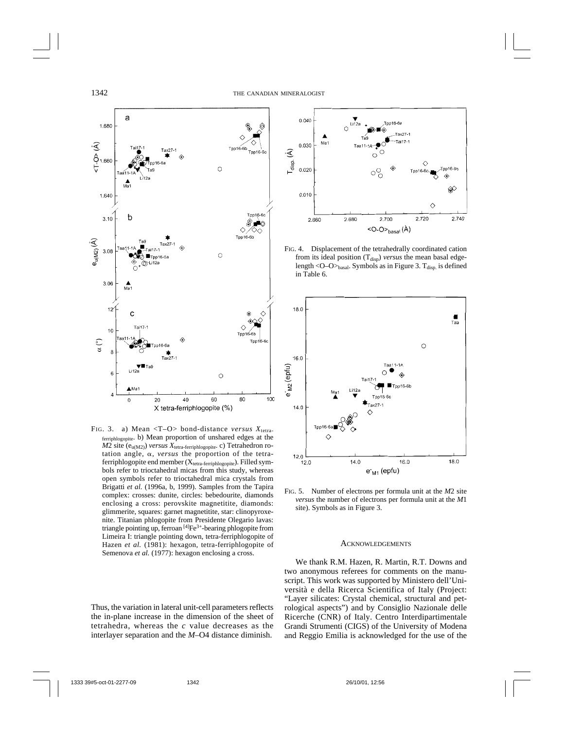FIG. 3. a) Mean <T–O> bond-distance *versus* $X_{\text{tetra-ferriphlogopite}}$. b) Mean proportion of unshared edges at the $M2$ site ($e_{u(M2)}$) *versus* $X_{\text{tetra-ferriphlogopite}}$. c) Tetrahedron rotation angle, $\alpha$, *versus* the proportion of the tetra-ferriphlogopite end member ($X_{\text{tetra-ferriphlogopite}}$). Filled symbols refer to trioctahedral micas from this study, whereas open symbols refer to trioctahedral mica crystals from Brigatti *et al.* (1996a, b, 1999). Samples from the Tapira complex: crosses: dunite, circles: bebedourite, diamonds enclosing a cross: perovskite magnetitite, diamonds: glimmerite, squares: garnet magnetitite, star: clinopyroxenite. Titanian phlogopite from Presidente Olegario lavas: triangle pointing up, ferroan $^{[4]}Fe^{3+}$-bearing phlogopite from Limeira I: triangle pointing down, tetra-ferriphlogopite of Hazen *et al.* (1981): hexagon, tetra-ferriphlogopite of Semenova *et al.* (1977): hexagon enclosing a cross.

Thus, the variation in lateral unit-cell parameters reflects the in-plane increase in the dimension of the sheet of tetrahedra, whereas the *c* value decreases as the interlayer separation and the *M*–O4 distance diminish.

FIG. 4. Displacement of the tetrahedrally coordinated cation from its ideal position ($T_{disp}$) *versus* the mean basal edge-length $<O–O>_{basal}$. Symbols as in Figure 3. $T_{disp.}$ is defined in Table 6.

FIG. 5. Number of electrons per formula unit at the *M*2 site *versus* the number of electrons per formula unit at the *M*1 site). Symbols as in Figure 3.

## ACKNOWLEDGEMENTS

We thank R.M. Hazen, R. Martin, R.T. Downs and two anonymous referees for comments on the manuscript. This work was supported by Ministero dell'Università e della Ricerca Scientifica of Italy (Project: "Layer silicates: Crystal chemical, structural and petrological aspects") and by Consiglio Nazionale delle Ricerche (CNR) of Italy. Centro Interdipartimentale Grandi Strumenti (CIGS) of the University of Modena and Reggio Emilia is acknowledged for the use of the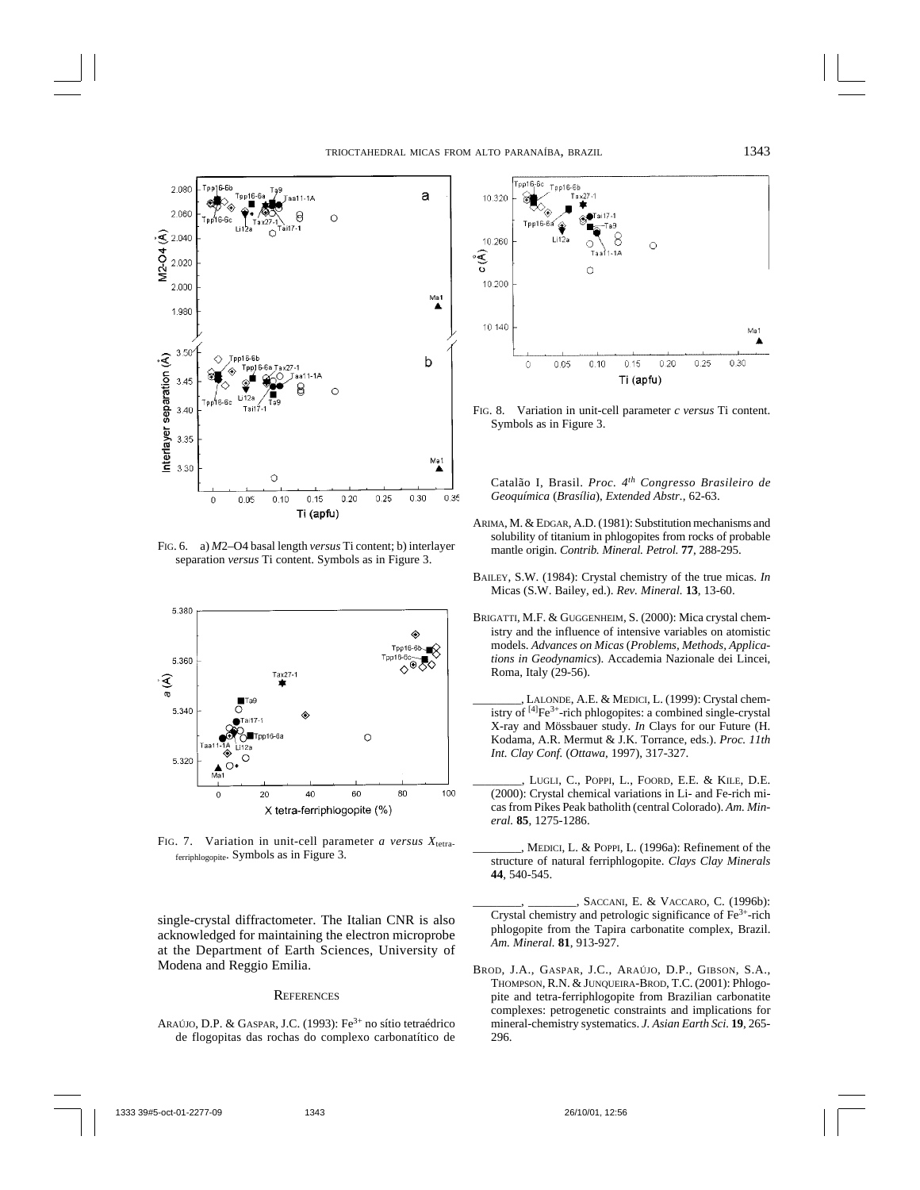FIG. 6. a) *M*2–O4 basal length *versus* Ti content; b) interlayer separation *versus* Ti content. Symbols as in Figure 3.

FIG. 7. Variation in unit-cell parameter *a versus* $X_{\text{tetra-ferriphlogopite}}$. Symbols as in Figure 3.

single-crystal diffractometer. The Italian CNR is also acknowledged for maintaining the electron microprobe at the Department of Earth Sciences, University of Modena and Reggio Emilia.

FIG. 8. Variation in unit-cell parameter *c versus* Ti content. Symbols as in Figure 3.

## REFERENCES

ARAÚJO, D.P. & GASPAR, J.C. (1993): $Fe^{3+}$ no sítio tetraédrico de flogopitas das rochas do complexo carbonatítico de Catalão I, Brasil. *Proc. 4th Congresso Brasileiro de Geoquímica* (*Brasília*), *Extended Abstr.*, 62-63.

ARIMA, M. & EDGAR, A.D. (1981): Substitution mechanisms and solubility of titanium in phlogopites from rocks of probable mantle origin. *Contrib. Mineral. Petrol.* **77**, 288-295.

BAILEY, S.W. (1984): Crystal chemistry of the true micas. *In* Micas (S.W. Bailey, ed.). *Rev. Mineral.* **13**, 13-60.

BRIGATTI, M.F. & GUGGENHEIM, S. (2000): Mica crystal chemistry and the influence of intensive variables on atomistic models. *Advances on Micas* (*Problems, Methods, Applications in Geodynamics*). Accademia Nazionale dei Lincei, Roma, Italy (29-56).

________, LALONDE, A.E. & MEDICI, L. (1999): Crystal chemistry of $^{[4]}Fe^{3+}$-rich phlogopites: a combined single-crystal X-ray and Mössbauer study. *In* Clays for our Future (H. Kodama, A.R. Mermut & J.K. Torrance, eds.). *Proc. 11th Int. Clay Conf.* (*Ottawa*, 1997), 317-327.

________, LUGLI, C., POPPI, L., FOORD, E.E. & KILE, D.E. (2000): Crystal chemical variations in Li- and Fe-rich micas from Pikes Peak batholith (central Colorado). *Am. Mineral.* **85**, 1275-1286.

________, MEDICI, L. & POPPI, L. (1996a): Refinement of the structure of natural ferriphlogopite. *Clays Clay Minerals* **44**, 540-545.

________, ________, SACCANI, E. & VACCARO, C. (1996b): Crystal chemistry and petrologic significance of $Fe^{3+}$-rich phlogopite from the Tapira carbonatite complex, Brazil. *Am. Mineral.* **81**, 913-927.

BROD, J.A., GASPAR, J.C., ARAÚJO, D.P., GIBSON, S.A., THOMPSON, R.N. & JUNQUEIRA-BROD, T.C. (2001): Phlogopite and tetra-ferriphlogopite from Brazilian carbonatite complexes: petrogenetic constraints and implications for mineral-chemistry systematics. *J. Asian Earth Sci.* **19**, 265-296.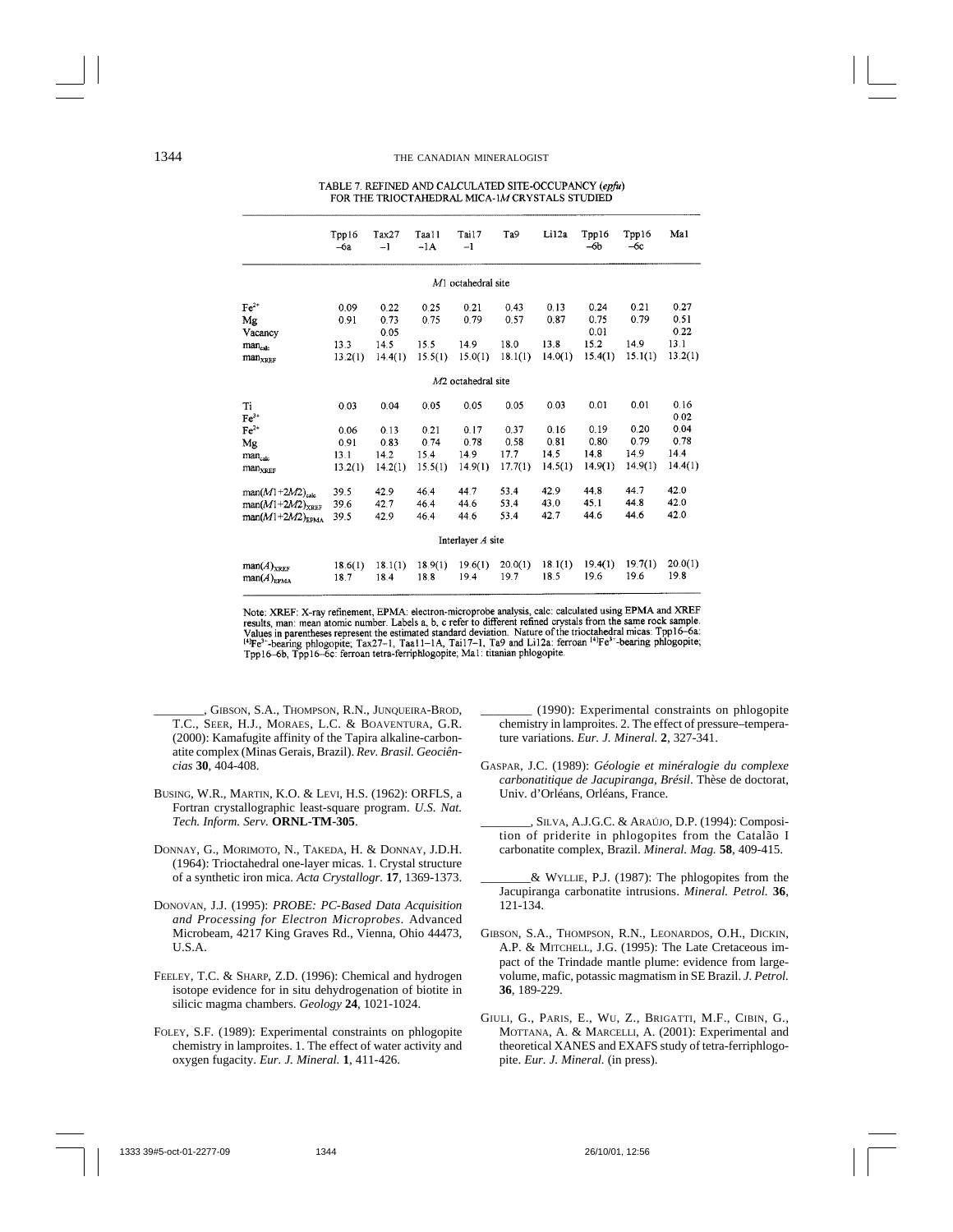TABLE 7. REFINED AND CALCULATED SITE-OCCUPANCY (*epfu*) FOR THE TRIOCTAHEDRAL MICA-1*M* CRYSTALS STUDIED

| | Tpp16 –6a | Tax27 –1 | Taa11 –1A | Tai17 –1 | Ta9 | Li12a | Tpp16 –6b | Tpp16 –6c | Ma1 |
|---|---|---|---|---|---|---|---|---|---|
| | | | | *M*1 octahedral site | | | | | |
| $Fe^{2+}$ | 0.09 | 0.22 | 0.25 | 0.21 | 0.43 | 0.13 | 0.24 | 0.21 | 0.27 |
| Mg | 0.91 | 0.73 | 0.75 | 0.79 | 0.57 | 0.87 | 0.75 | 0.79 | 0.51 |
| Vacancy | | 0.05 | | | | | 0.01 | | 0.22 |
| $man_{calc}$ | 13.3 | 14.5 | 15.5 | 14.9 | 18.0 | 13.8 | 15.2 | 14.9 | 13.1 |
| $man_{XREF}$ | 13.2(1) | 14.4(1) | 15.5(1) | 15.0(1) | 18.1(1) | 14.0(1) | 15.4(1) | 15.1(1) | 13.2(1) |
| | | | | *M*2 octahedral site | | | | | |
| Ti | 0.03 | 0.04 | 0.05 | 0.05 | 0.05 | 0.03 | 0.01 | 0.01 | 0.16 |
| $Fe^{3+}$ | | | | | | | | | 0.02 |
| $Fe^{2+}$ | 0.06 | 0.13 | 0.21 | 0.17 | 0.37 | 0.16 | 0.19 | 0.20 | 0.04 |
| Mg | 0.91 | 0.83 | 0.74 | 0.78 | 0.58 | 0.81 | 0.80 | 0.79 | 0.78 |
| $man_{calc}$ | 13.1 | 14.2 | 15.4 | 14.9 | 17.7 | 14.5 | 14.8 | 14.9 | 14.4 |
| $man_{XREF}$ | 13.2(1) | 14.2(1) | 15.5(1) | 14.9(1) | 17.7(1) | 14.5(1) | 14.9(1) | 14.9(1) | 14.4(1) |
| $man(M1+2M2)_{calc}$ | 39.5 | 42.9 | 46.4 | 44.7 | 53.4 | 42.9 | 44.8 | 44.7 | 42.0 |
| $man(M1+2M2)_{XREF}$ | 39.6 | 42.7 | 46.4 | 44.6 | 53.4 | 43.0 | 45.1 | 44.8 | 42.0 |
| $man(M1+2M2)_{EPMA}$ | 39.5 | 42.9 | 46.4 | 44.6 | 53.4 | 42.7 | 44.6 | 44.6 | 42.0 |
| | | | | Interlayer *A* site | | | | | |
| $man(A)_{XREF}$ | 18.6(1) | 18.1(1) | 18.9(1) | 19.6(1) | 20.0(1) | 18.1(1) | 19.4(1) | 19.7(1) | 20.0(1) |
| $man(A)_{EPMA}$ | 18.7 | 18.4 | 18.8 | 19.4 | 19.7 | 18.5 | 19.6 | 19.6 | 19.8 |

Note: XREF: X-ray refinement, EPMA: electron-microprobe analysis, calc: calculated using EPMA and XREF results, man: mean atomic number. Labels a, b, c refer to different refined crystals from the same rock sample. Values in parentheses represent the estimated standard deviation. Nature of the trioctahedral micas: Tpp16–6a: $^{[4]}Fe^{3+}$-bearing phlogopite; Tax27–1, Taa11–1A, Tai17–1, Ta9 and Li12a: ferroan $^{[4]}Fe^{3+}$-bearing phlogopite; Tpp16–6b, Tpp16–6c: ferroan tetra-ferriphlogopite; Ma1: titanian phlogopite.

________, GIBSON, S.A., THOMPSON, R.N., JUNQUEIRA-BROD, T.C., SEER, H.J., MORAES, L.C. & BOAVENTURA, G.R. (2000): Kamafugite affinity of the Tapira alkaline-carbonatite complex (Minas Gerais, Brazil). *Rev. Brasil. Geociências* **30**, 404-408.

BUSING, W.R., MARTIN, K.O. & LEVI, H.S. (1962): ORFLS, a Fortran crystallographic least-square program. *U.S. Nat. Tech. Inform. Serv.* **ORNL-TM-305**.

DONNAY, G., MORIMOTO, N., TAKEDA, H. & DONNAY, J.D.H. (1964): Trioctahedral one-layer micas. 1. Crystal structure of a synthetic iron mica. *Acta Crystallogr.* **17**, 1369-1373.

DONOVAN, J.J. (1995): *PROBE: PC-Based Data Acquisition and Processing for Electron Microprobes*. Advanced Microbeam, 4217 King Graves Rd., Vienna, Ohio 44473, U.S.A.

FEELEY, T.C. & SHARP, Z.D. (1996): Chemical and hydrogen isotope evidence for in situ dehydrogenation of biotite in silicic magma chambers. *Geology* **24**, 1021-1024.

FOLEY, S.F. (1989): Experimental constraints on phlogopite chemistry in lamproites. 1. The effect of water activity and oxygen fugacity. *Eur. J. Mineral.* **1**, 411-426.

________ (1990): Experimental constraints on phlogopite chemistry in lamproites. 2. The effect of pressure–temperature variations. *Eur. J. Mineral.* **2**, 327-341.

GASPAR, J.C. (1989): *Géologie et minéralogie du complexe carbonatitique de Jacupiranga, Brésil*. Thèse de doctorat, Univ. d'Orléans, Orléans, France.

________, SILVA, A.J.G.C. & ARAÚJO, D.P. (1994): Composition of priderite in phlogopites from the Catalão I carbonatite complex, Brazil. *Mineral. Mag.* **58**, 409-415.

________& WYLLIE, P.J. (1987): The phlogopites from the Jacupiranga carbonatite intrusions. *Mineral. Petrol.* **36**, 121-134.

GIBSON, S.A., THOMPSON, R.N., LEONARDOS, O.H., DICKIN, A.P. & MITCHELL, J.G. (1995): The Late Cretaceous impact of the Trindade mantle plume: evidence from large-volume, mafic, potassic magmatism in SE Brazil. *J. Petrol.* **36**, 189-229.

GIULI, G., PARIS, E., WU, Z., BRIGATTI, M.F., CIBIN, G., MOTTANA, A. & MARCELLI, A. (2001): Experimental and theoretical XANES and EXAFS study of tetra-ferriphlogopite. *Eur. J. Mineral.* (in press).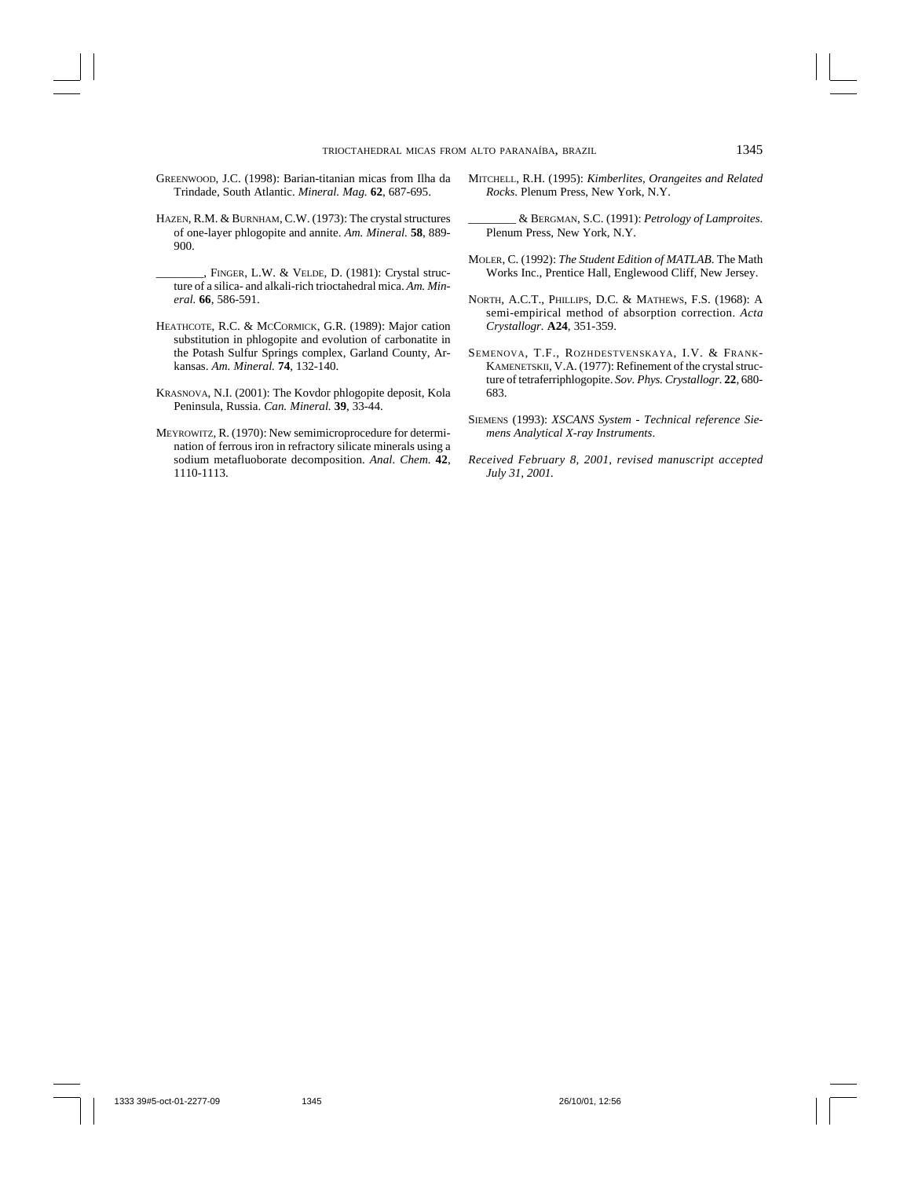GREENWOOD, J.C. (1998): Barian-titanian micas from Ilha da Trindade, South Atlantic. *Mineral. Mag.* **62**, 687-695.

HAZEN, R.M. & BURNHAM, C.W. (1973): The crystal structures of one-layer phlogopite and annite. *Am. Mineral.* **58**, 889-900.

________, FINGER, L.W. & VELDE, D. (1981): Crystal structure of a silica- and alkali-rich trioctahedral mica. *Am. Mineral.* **66**, 586-591.

HEATHCOTE, R.C. & MCCORMICK, G.R. (1989): Major cation substitution in phlogopite and evolution of carbonatite in the Potash Sulfur Springs complex, Garland County, Arkansas. *Am. Mineral.* **74**, 132-140.

KRASNOVA, N.I. (2001): The Kovdor phlogopite deposit, Kola Peninsula, Russia. *Can. Mineral.* **39**, 33-44.

MEYROWITZ, R. (1970): New semimicroprocedure for determination of ferrous iron in refractory silicate minerals using a sodium metafluoborate decomposition. *Anal. Chem.* **42**, 1110-1113.

MITCHELL, R.H. (1995): *Kimberlites, Orangeites and Related Rocks*. Plenum Press, New York, N.Y.

________ & BERGMAN, S.C. (1991): *Petrology of Lamproites*. Plenum Press, New York, N.Y.

MOLER, C. (1992): *The Student Edition of MATLAB*. The Math Works Inc., Prentice Hall, Englewood Cliff, New Jersey.

NORTH, A.C.T., PHILLIPS, D.C. & MATHEWS, F.S. (1968): A semi-empirical method of absorption correction. *Acta Crystallogr.* **A24**, 351-359.

SEMENOVA, T.F., ROZHDESTVENSKAYA, I.V. & FRANK-KAMENETSKII, V.A. (1977): Refinement of the crystal structure of tetraferriphlogopite. *Sov. Phys. Crystallogr.* **22**, 680-683.

SIEMENS (1993): *XSCANS System - Technical reference Siemens Analytical X-ray Instruments*.

*Received February 8, 2001, revised manuscript accepted July 31, 2001.*